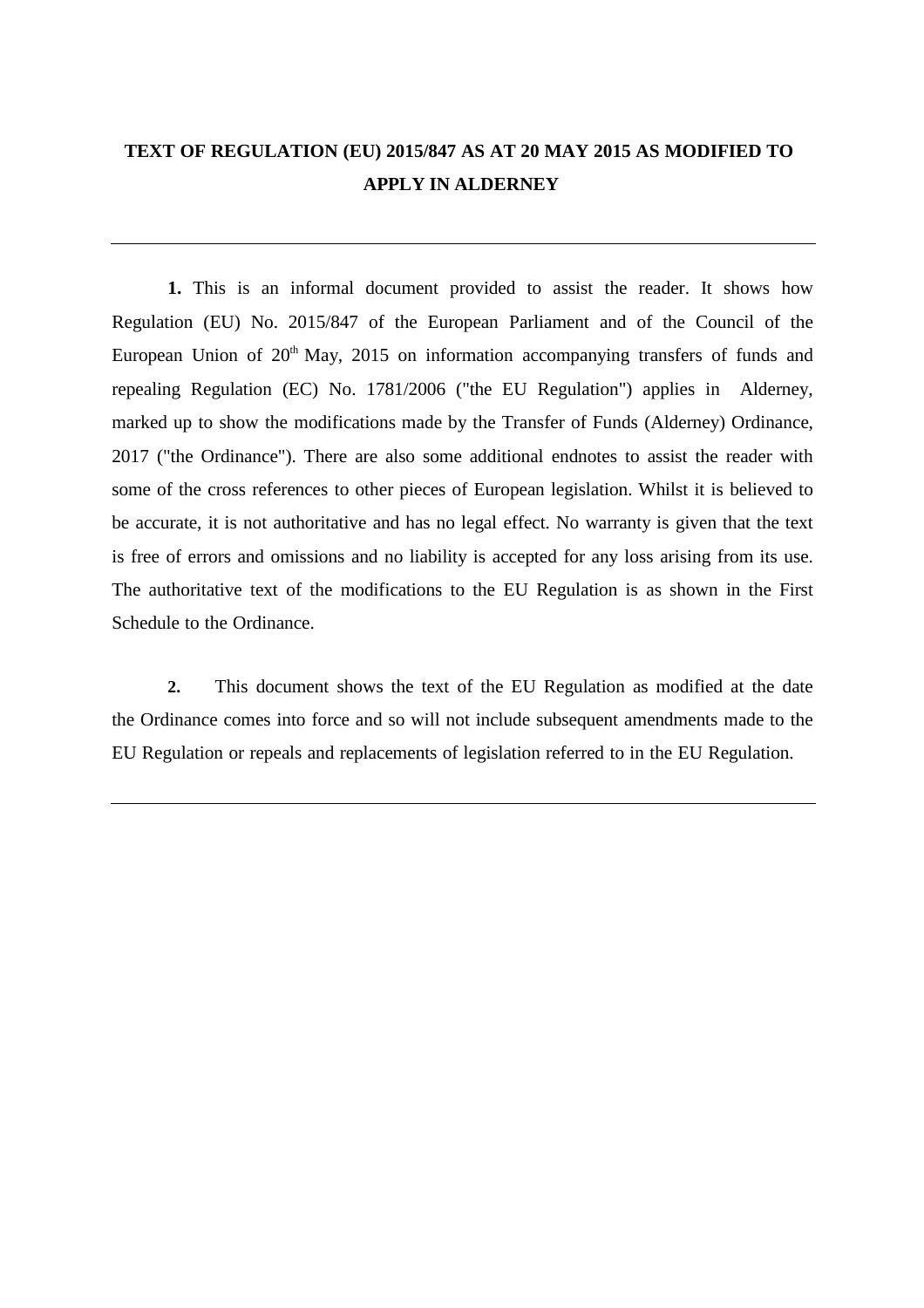# TEXT OF REGULATION (EU) 2015/847 AS AT 20 MAY 2015 AS MODIFIED TO APPLY IN ALDERNEY

---

**1.** This is an informal document provided to assist the reader. It shows how Regulation (EU) No. 2015/847 of the European Parliament and of the Council of the European Union of 20th May, 2015 on information accompanying transfers of funds and repealing Regulation (EC) No. 1781/2006 ("the EU Regulation") applies in Alderney, marked up to show the modifications made by the Transfer of Funds (Alderney) Ordinance, 2017 ("the Ordinance"). There are also some additional endnotes to assist the reader with some of the cross references to other pieces of European legislation. Whilst it is believed to be accurate, it is not authoritative and has no legal effect. No warranty is given that the text is free of errors and omissions and no liability is accepted for any loss arising from its use. The authoritative text of the modifications to the EU Regulation is as shown in the First Schedule to the Ordinance.

**2.** This document shows the text of the EU Regulation as modified at the date the Ordinance comes into force and so will not include subsequent amendments made to the EU Regulation or repeals and replacements of legislation referred to in the EU Regulation.

---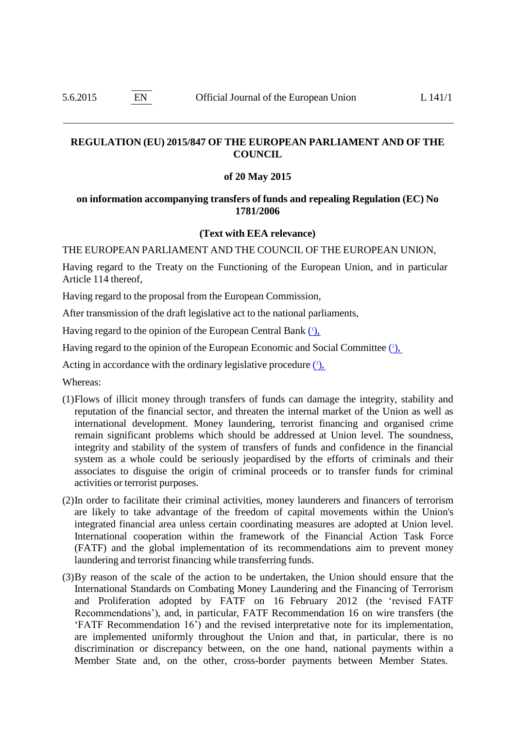**REGULATION (EU) 2015/847 OF THE EUROPEAN PARLIAMENT AND OF THE COUNCIL**

**of 20 May 2015**

**on information accompanying transfers of funds and repealing Regulation (EC) No 1781/2006**

**(Text with EEA relevance)**

THE EUROPEAN PARLIAMENT AND THE COUNCIL OF THE EUROPEAN UNION,

Having regard to the Treaty on the Functioning of the European Union, and in particular Article 114 thereof,

Having regard to the proposal from the European Commission,

After transmission of the draft legislative act to the national parliaments,

Having regard to the opinion of the European Central Bank [1],

Having regard to the opinion of the European Economic and Social Committee [2],

Acting in accordance with the ordinary legislative procedure [3],

Whereas:

(1) Flows of illicit money through transfers of funds can damage the integrity, stability and reputation of the financial sector, and threaten the internal market of the Union as well as international development. Money laundering, terrorist financing and organised crime remain significant problems which should be addressed at Union level. The soundness, integrity and stability of the system of transfers of funds and confidence in the financial system as a whole could be seriously jeopardised by the efforts of criminals and their associates to disguise the origin of criminal proceeds or to transfer funds for criminal activities or terrorist purposes.

(2) In order to facilitate their criminal activities, money launderers and financers of terrorism are likely to take advantage of the freedom of capital movements within the Union's integrated financial area unless certain coordinating measures are adopted at Union level. International cooperation within the framework of the Financial Action Task Force (FATF) and the global implementation of its recommendations aim to prevent money laundering and terrorist financing while transferring funds.

(3) By reason of the scale of the action to be undertaken, the Union should ensure that the International Standards on Combating Money Laundering and the Financing of Terrorism and Proliferation adopted by FATF on 16 February 2012 (the 'revised FATF Recommendations'), and, in particular, FATF Recommendation 16 on wire transfers (the 'FATF Recommendation 16') and the revised interpretative note for its implementation, are implemented uniformly throughout the Union and that, in particular, there is no discrimination or discrepancy between, on the one hand, national payments within a Member State and, on the other, cross-border payments between Member States.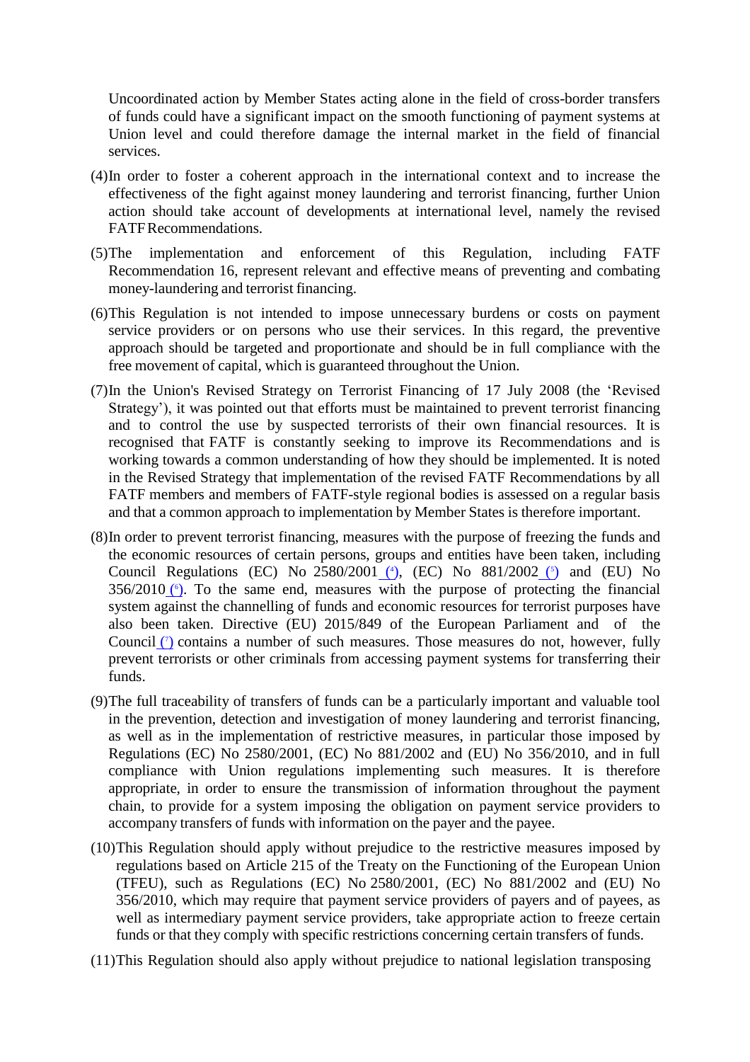Uncoordinated action by Member States acting alone in the field of cross-border transfers of funds could have a significant impact on the smooth functioning of payment systems at Union level and could therefore damage the internal market in the field of financial services.

(4) In order to foster a coherent approach in the international context and to increase the effectiveness of the fight against money laundering and terrorist financing, further Union action should take account of developments at international level, namely the revised FATF Recommendations.

(5) The implementation and enforcement of this Regulation, including FATF Recommendation 16, represent relevant and effective means of preventing and combating money-laundering and terrorist financing.

(6) This Regulation is not intended to impose unnecessary burdens or costs on payment service providers or on persons who use their services. In this regard, the preventive approach should be targeted and proportionate and should be in full compliance with the free movement of capital, which is guaranteed throughout the Union.

(7) In the Union's Revised Strategy on Terrorist Financing of 17 July 2008 (the 'Revised Strategy'), it was pointed out that efforts must be maintained to prevent terrorist financing and to control the use by suspected terrorists of their own financial resources. It is recognised that FATF is constantly seeking to improve its Recommendations and is working towards a common understanding of how they should be implemented. It is noted in the Revised Strategy that implementation of the revised FATF Recommendations by all FATF members and members of FATF-style regional bodies is assessed on a regular basis and that a common approach to implementation by Member States is therefore important.

(8) In order to prevent terrorist financing, measures with the purpose of freezing the funds and the economic resources of certain persons, groups and entities have been taken, including Council Regulations (EC) No 2580/2001 [4], (EC) No 881/2002 [5] and (EU) No 356/2010 [6]. To the same end, measures with the purpose of protecting the financial system against the channelling of funds and economic resources for terrorist purposes have also been taken. Directive (EU) 2015/849 of the European Parliament and of the Council [7] contains a number of such measures. Those measures do not, however, fully prevent terrorists or other criminals from accessing payment systems for transferring their funds.

(9) The full traceability of transfers of funds can be a particularly important and valuable tool in the prevention, detection and investigation of money laundering and terrorist financing, as well as in the implementation of restrictive measures, in particular those imposed by Regulations (EC) No 2580/2001, (EC) No 881/2002 and (EU) No 356/2010, and in full compliance with Union regulations implementing such measures. It is therefore appropriate, in order to ensure the transmission of information throughout the payment chain, to provide for a system imposing the obligation on payment service providers to accompany transfers of funds with information on the payer and the payee.

(10) This Regulation should apply without prejudice to the restrictive measures imposed by regulations based on Article 215 of the Treaty on the Functioning of the European Union (TFEU), such as Regulations (EC) No 2580/2001, (EC) No 881/2002 and (EU) No 356/2010, which may require that payment service providers of payers and of payees, as well as intermediary payment service providers, take appropriate action to freeze certain funds or that they comply with specific restrictions concerning certain transfers of funds.

(11) This Regulation should also apply without prejudice to national legislation transposing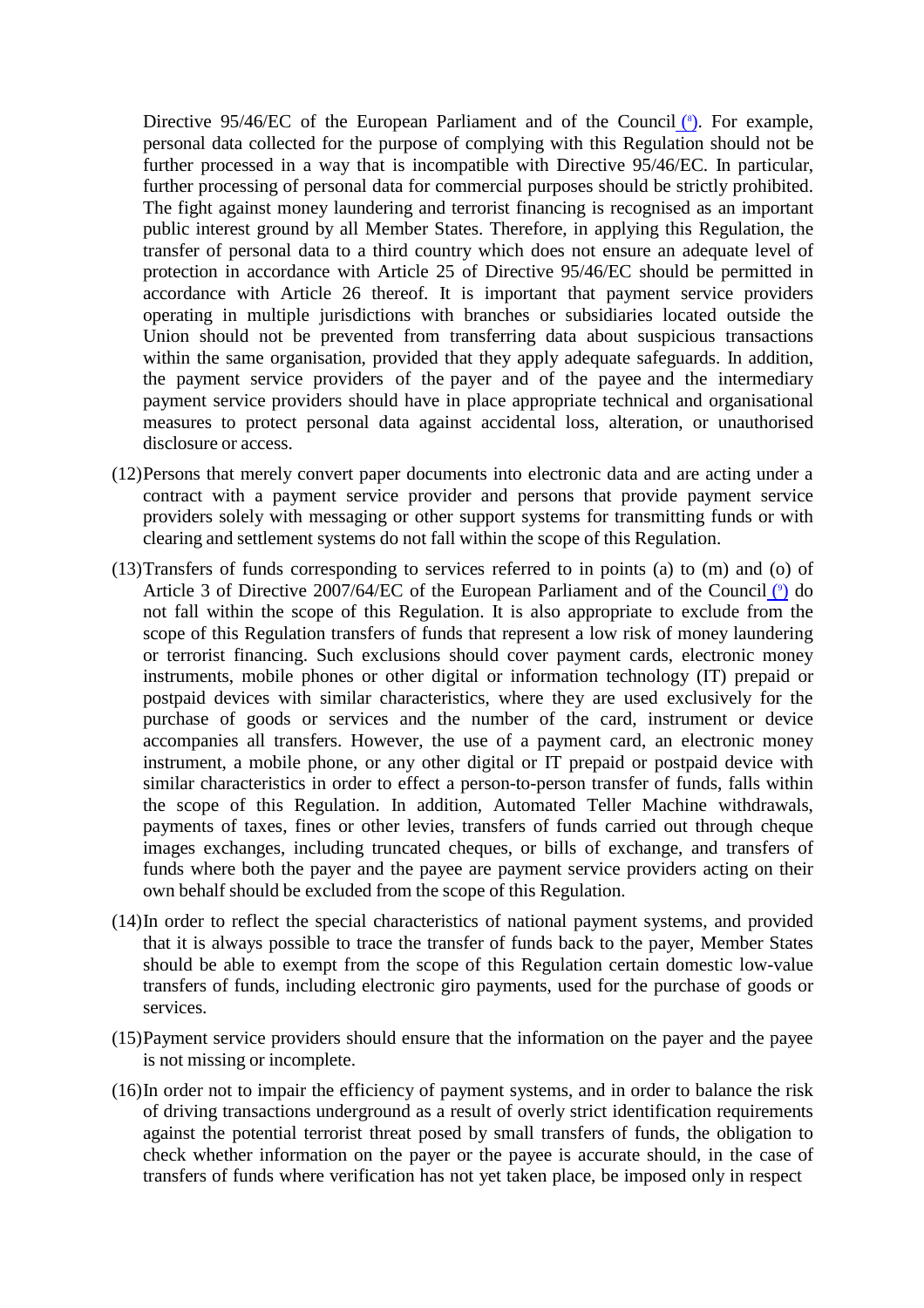Directive 95/46/EC of the European Parliament and of the Council [8]. For example, personal data collected for the purpose of complying with this Regulation should not be further processed in a way that is incompatible with Directive 95/46/EC. In particular, further processing of personal data for commercial purposes should be strictly prohibited. The fight against money laundering and terrorist financing is recognised as an important public interest ground by all Member States. Therefore, in applying this Regulation, the transfer of personal data to a third country which does not ensure an adequate level of protection in accordance with Article 25 of Directive 95/46/EC should be permitted in accordance with Article 26 thereof. It is important that payment service providers operating in multiple jurisdictions with branches or subsidiaries located outside the Union should not be prevented from transferring data about suspicious transactions within the same organisation, provided that they apply adequate safeguards. In addition, the payment service providers of the payer and of the payee and the intermediary payment service providers should have in place appropriate technical and organisational measures to protect personal data against accidental loss, alteration, or unauthorised disclosure or access.

(12) Persons that merely convert paper documents into electronic data and are acting under a contract with a payment service provider and persons that provide payment service providers solely with messaging or other support systems for transmitting funds or with clearing and settlement systems do not fall within the scope of this Regulation.

(13) Transfers of funds corresponding to services referred to in points (a) to (m) and (o) of Article 3 of Directive 2007/64/EC of the European Parliament and of the Council [9] do not fall within the scope of this Regulation. It is also appropriate to exclude from the scope of this Regulation transfers of funds that represent a low risk of money laundering or terrorist financing. Such exclusions should cover payment cards, electronic money instruments, mobile phones or other digital or information technology (IT) prepaid or postpaid devices with similar characteristics, where they are used exclusively for the purchase of goods or services and the number of the card, instrument or device accompanies all transfers. However, the use of a payment card, an electronic money instrument, a mobile phone, or any other digital or IT prepaid or postpaid device with similar characteristics in order to effect a person-to-person transfer of funds, falls within the scope of this Regulation. In addition, Automated Teller Machine withdrawals, payments of taxes, fines or other levies, transfers of funds carried out through cheque images exchanges, including truncated cheques, or bills of exchange, and transfers of funds where both the payer and the payee are payment service providers acting on their own behalf should be excluded from the scope of this Regulation.

(14) In order to reflect the special characteristics of national payment systems, and provided that it is always possible to trace the transfer of funds back to the payer, Member States should be able to exempt from the scope of this Regulation certain domestic low-value transfers of funds, including electronic giro payments, used for the purchase of goods or services.

(15) Payment service providers should ensure that the information on the payer and the payee is not missing or incomplete.

(16) In order not to impair the efficiency of payment systems, and in order to balance the risk of driving transactions underground as a result of overly strict identification requirements against the potential terrorist threat posed by small transfers of funds, the obligation to check whether information on the payer or the payee is accurate should, in the case of transfers of funds where verification has not yet taken place, be imposed only in respect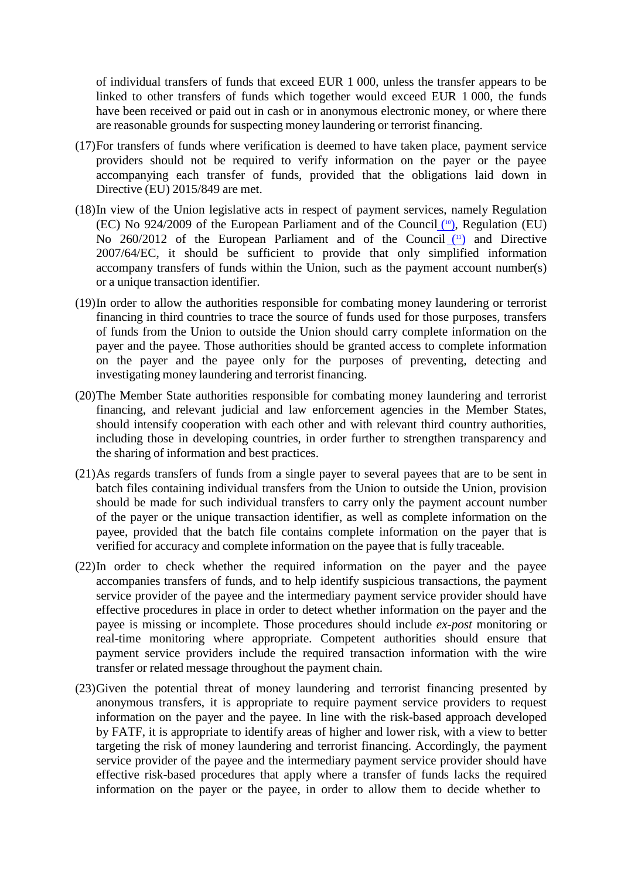of individual transfers of funds that exceed EUR 1 000, unless the transfer appears to be linked to other transfers of funds which together would exceed EUR 1 000, the funds have been received or paid out in cash or in anonymous electronic money, or where there are reasonable grounds for suspecting money laundering or terrorist financing.

(17) For transfers of funds where verification is deemed to have taken place, payment service providers should not be required to verify information on the payer or the payee accompanying each transfer of funds, provided that the obligations laid down in Directive (EU) 2015/849 are met.

(18) In view of the Union legislative acts in respect of payment services, namely Regulation (EC) No 924/2009 of the European Parliament and of the Council [10], Regulation (EU) No 260/2012 of the European Parliament and of the Council [11] and Directive 2007/64/EC, it should be sufficient to provide that only simplified information accompany transfers of funds within the Union, such as the payment account number(s) or a unique transaction identifier.

(19) In order to allow the authorities responsible for combating money laundering or terrorist financing in third countries to trace the source of funds used for those purposes, transfers of funds from the Union to outside the Union should carry complete information on the payer and the payee. Those authorities should be granted access to complete information on the payer and the payee only for the purposes of preventing, detecting and investigating money laundering and terrorist financing.

(20) The Member State authorities responsible for combating money laundering and terrorist financing, and relevant judicial and law enforcement agencies in the Member States, should intensify cooperation with each other and with relevant third country authorities, including those in developing countries, in order further to strengthen transparency and the sharing of information and best practices.

(21) As regards transfers of funds from a single payer to several payees that are to be sent in batch files containing individual transfers from the Union to outside the Union, provision should be made for such individual transfers to carry only the payment account number of the payer or the unique transaction identifier, as well as complete information on the payee, provided that the batch file contains complete information on the payer that is verified for accuracy and complete information on the payee that is fully traceable.

(22) In order to check whether the required information on the payer and the payee accompanies transfers of funds, and to help identify suspicious transactions, the payment service provider of the payee and the intermediary payment service provider should have effective procedures in place in order to detect whether information on the payer and the payee is missing or incomplete. Those procedures should include *ex-post* monitoring or real-time monitoring where appropriate. Competent authorities should ensure that payment service providers include the required transaction information with the wire transfer or related message throughout the payment chain.

(23) Given the potential threat of money laundering and terrorist financing presented by anonymous transfers, it is appropriate to require payment service providers to request information on the payer and the payee. In line with the risk-based approach developed by FATF, it is appropriate to identify areas of higher and lower risk, with a view to better targeting the risk of money laundering and terrorist financing. Accordingly, the payment service provider of the payee and the intermediary payment service provider should have effective risk-based procedures that apply where a transfer of funds lacks the required information on the payer or the payee, in order to allow them to decide whether to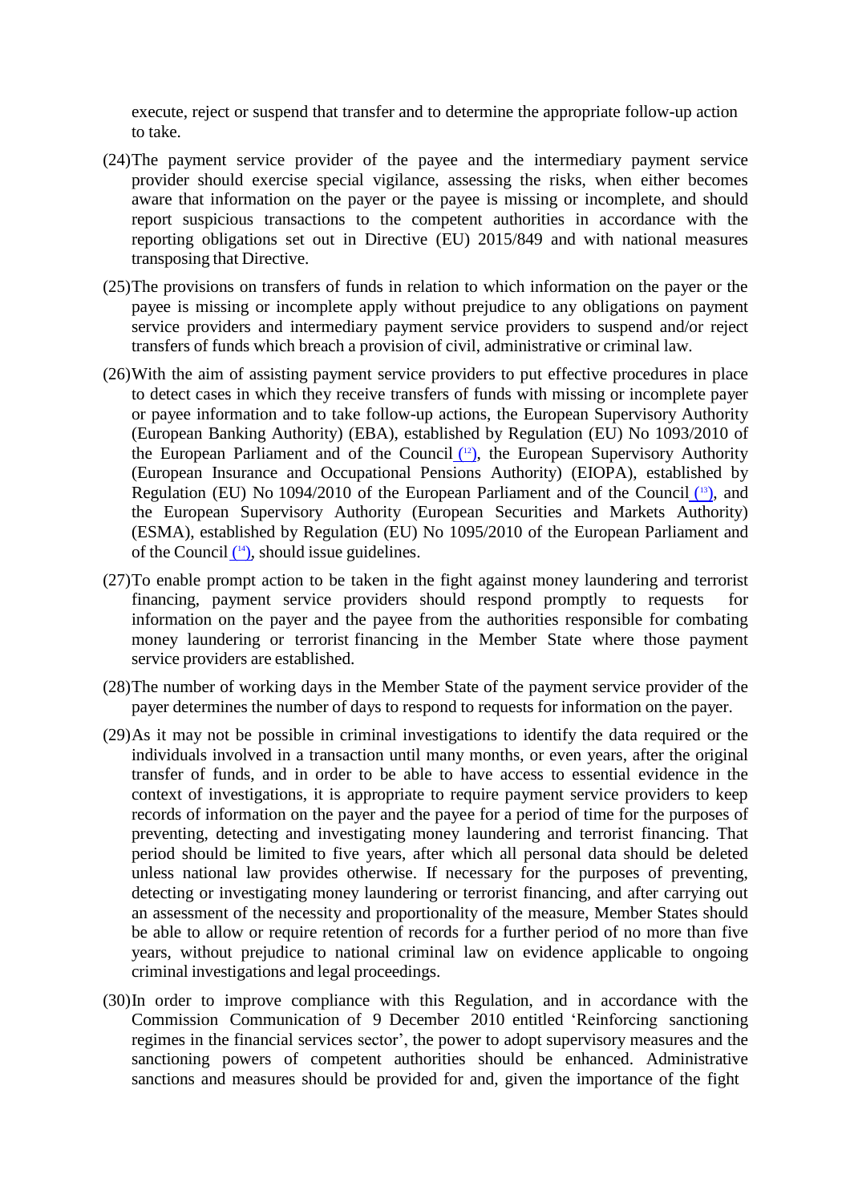execute, reject or suspend that transfer and to determine the appropriate follow-up action to take.

(24) The payment service provider of the payee and the intermediary payment service provider should exercise special vigilance, assessing the risks, when either becomes aware that information on the payer or the payee is missing or incomplete, and should report suspicious transactions to the competent authorities in accordance with the reporting obligations set out in Directive (EU) 2015/849 and with national measures transposing that Directive.

(25) The provisions on transfers of funds in relation to which information on the payer or the payee is missing or incomplete apply without prejudice to any obligations on payment service providers and intermediary payment service providers to suspend and/or reject transfers of funds which breach a provision of civil, administrative or criminal law.

(26) With the aim of assisting payment service providers to put effective procedures in place to detect cases in which they receive transfers of funds with missing or incomplete payer or payee information and to take follow-up actions, the European Supervisory Authority (European Banking Authority) (EBA), established by Regulation (EU) No 1093/2010 of the European Parliament and of the Council [12], the European Supervisory Authority (European Insurance and Occupational Pensions Authority) (EIOPA), established by Regulation (EU) No 1094/2010 of the European Parliament and of the Council [13], and the European Supervisory Authority (European Securities and Markets Authority) (ESMA), established by Regulation (EU) No 1095/2010 of the European Parliament and of the Council [14], should issue guidelines.

(27) To enable prompt action to be taken in the fight against money laundering and terrorist financing, payment service providers should respond promptly to requests for information on the payer and the payee from the authorities responsible for combating money laundering or terrorist financing in the Member State where those payment service providers are established.

(28) The number of working days in the Member State of the payment service provider of the payer determines the number of days to respond to requests for information on the payer.

(29) As it may not be possible in criminal investigations to identify the data required or the individuals involved in a transaction until many months, or even years, after the original transfer of funds, and in order to be able to have access to essential evidence in the context of investigations, it is appropriate to require payment service providers to keep records of information on the payer and the payee for a period of time for the purposes of preventing, detecting and investigating money laundering and terrorist financing. That period should be limited to five years, after which all personal data should be deleted unless national law provides otherwise. If necessary for the purposes of preventing, detecting or investigating money laundering or terrorist financing, and after carrying out an assessment of the necessity and proportionality of the measure, Member States should be able to allow or require retention of records for a further period of no more than five years, without prejudice to national criminal law on evidence applicable to ongoing criminal investigations and legal proceedings.

(30) In order to improve compliance with this Regulation, and in accordance with the Commission Communication of 9 December 2010 entitled 'Reinforcing sanctioning regimes in the financial services sector', the power to adopt supervisory measures and the sanctioning powers of competent authorities should be enhanced. Administrative sanctions and measures should be provided for and, given the importance of the fight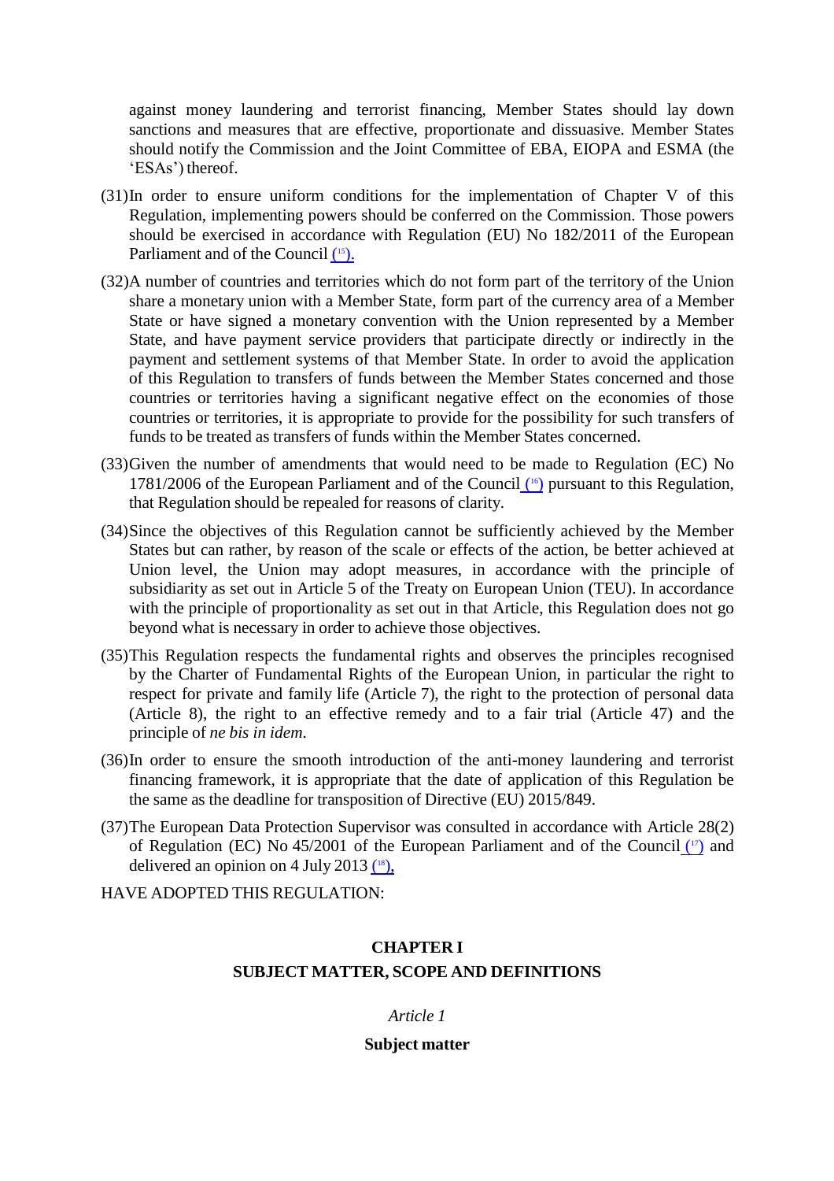against money laundering and terrorist financing, Member States should lay down sanctions and measures that are effective, proportionate and dissuasive. Member States should notify the Commission and the Joint Committee of EBA, EIOPA and ESMA (the 'ESAs') thereof.

(31) In order to ensure uniform conditions for the implementation of Chapter V of this Regulation, implementing powers should be conferred on the Commission. Those powers should be exercised in accordance with Regulation (EU) No 182/2011 of the European Parliament and of the Council [15].

(32) A number of countries and territories which do not form part of the territory of the Union share a monetary union with a Member State, form part of the currency area of a Member State or have signed a monetary convention with the Union represented by a Member State, and have payment service providers that participate directly or indirectly in the payment and settlement systems of that Member State. In order to avoid the application of this Regulation to transfers of funds between the Member States concerned and those countries or territories having a significant negative effect on the economies of those countries or territories, it is appropriate to provide for the possibility for such transfers of funds to be treated as transfers of funds within the Member States concerned.

(33) Given the number of amendments that would need to be made to Regulation (EC) No 1781/2006 of the European Parliament and of the Council [16] pursuant to this Regulation, that Regulation should be repealed for reasons of clarity.

(34) Since the objectives of this Regulation cannot be sufficiently achieved by the Member States but can rather, by reason of the scale or effects of the action, be better achieved at Union level, the Union may adopt measures, in accordance with the principle of subsidiarity as set out in Article 5 of the Treaty on European Union (TEU). In accordance with the principle of proportionality as set out in that Article, this Regulation does not go beyond what is necessary in order to achieve those objectives.

(35) This Regulation respects the fundamental rights and observes the principles recognised by the Charter of Fundamental Rights of the European Union, in particular the right to respect for private and family life (Article 7), the right to the protection of personal data (Article 8), the right to an effective remedy and to a fair trial (Article 47) and the principle of *ne bis in idem*.

(36) In order to ensure the smooth introduction of the anti-money laundering and terrorist financing framework, it is appropriate that the date of application of this Regulation be the same as the deadline for transposition of Directive (EU) 2015/849.

(37) The European Data Protection Supervisor was consulted in accordance with Article 28(2) of Regulation (EC) No 45/2001 of the European Parliament and of the Council [17] and delivered an opinion on 4 July 2013 [18],

HAVE ADOPTED THIS REGULATION:

## CHAPTER I
## SUBJECT MATTER, SCOPE AND DEFINITIONS

*Article 1*

**Subject matter**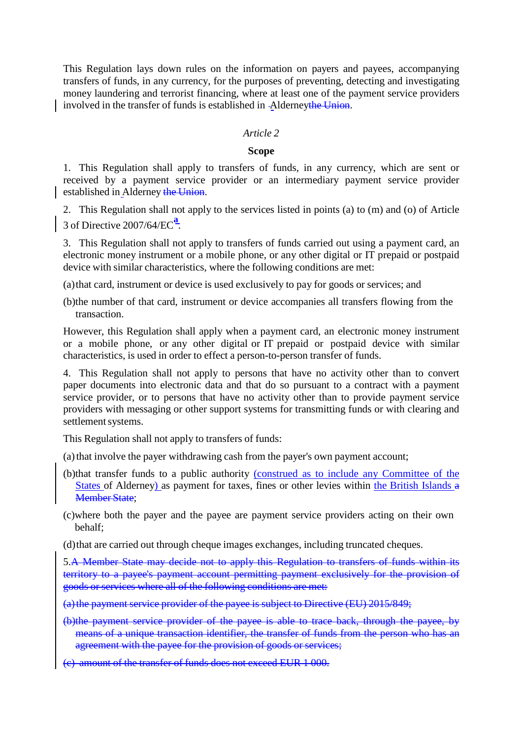This Regulation lays down rules on the information on payers and payees, accompanying transfers of funds, in any currency, for the purposes of preventing, detecting and investigating money laundering and terrorist financing, where at least one of the payment service providers involved in the transfer of funds is established in Alderney~~the Union~~.

*Article 2*

**Scope**

1. This Regulation shall apply to transfers of funds, in any currency, which are sent or received by a payment service provider or an intermediary payment service provider established in Alderney ~~the Union~~.

2. This Regulation shall not apply to the services listed in points (a) to (m) and (o) of Article 3 of Directive 2007/64/EC[a].

3. This Regulation shall not apply to transfers of funds carried out using a payment card, an electronic money instrument or a mobile phone, or any other digital or IT prepaid or postpaid device with similar characteristics, where the following conditions are met:

(a) that card, instrument or device is used exclusively to pay for goods or services; and

(b) the number of that card, instrument or device accompanies all transfers flowing from the transaction.

However, this Regulation shall apply when a payment card, an electronic money instrument or a mobile phone, or any other digital or IT prepaid or postpaid device with similar characteristics, is used in order to effect a person-to-person transfer of funds.

4. This Regulation shall not apply to persons that have no activity other than to convert paper documents into electronic data and that do so pursuant to a contract with a payment service provider, or to persons that have no activity other than to provide payment service providers with messaging or other support systems for transmitting funds or with clearing and settlement systems.

This Regulation shall not apply to transfers of funds:

(a) that involve the payer withdrawing cash from the payer's own payment account;

(b) that transfer funds to a public authority (construed as to include any Committee of the States of Alderney) as payment for taxes, fines or other levies within the British Islands ~~a Member State~~;

(c) where both the payer and the payee are payment service providers acting on their own behalf;

(d) that are carried out through cheque images exchanges, including truncated cheques.

5. ~~A Member State may decide not to apply this Regulation to transfers of funds within its territory to a payee's payment account permitting payment exclusively for the provision of goods or services where all of the following conditions are met:~~

~~(a) the payment service provider of the payee is subject to Directive (EU) 2015/849;~~

~~(b) the payment service provider of the payee is able to trace back, through the payee, by means of a unique transaction identifier, the transfer of funds from the person who has an agreement with the payee for the provision of goods or services;~~

~~(c) amount of the transfer of funds does not exceed EUR 1 000.~~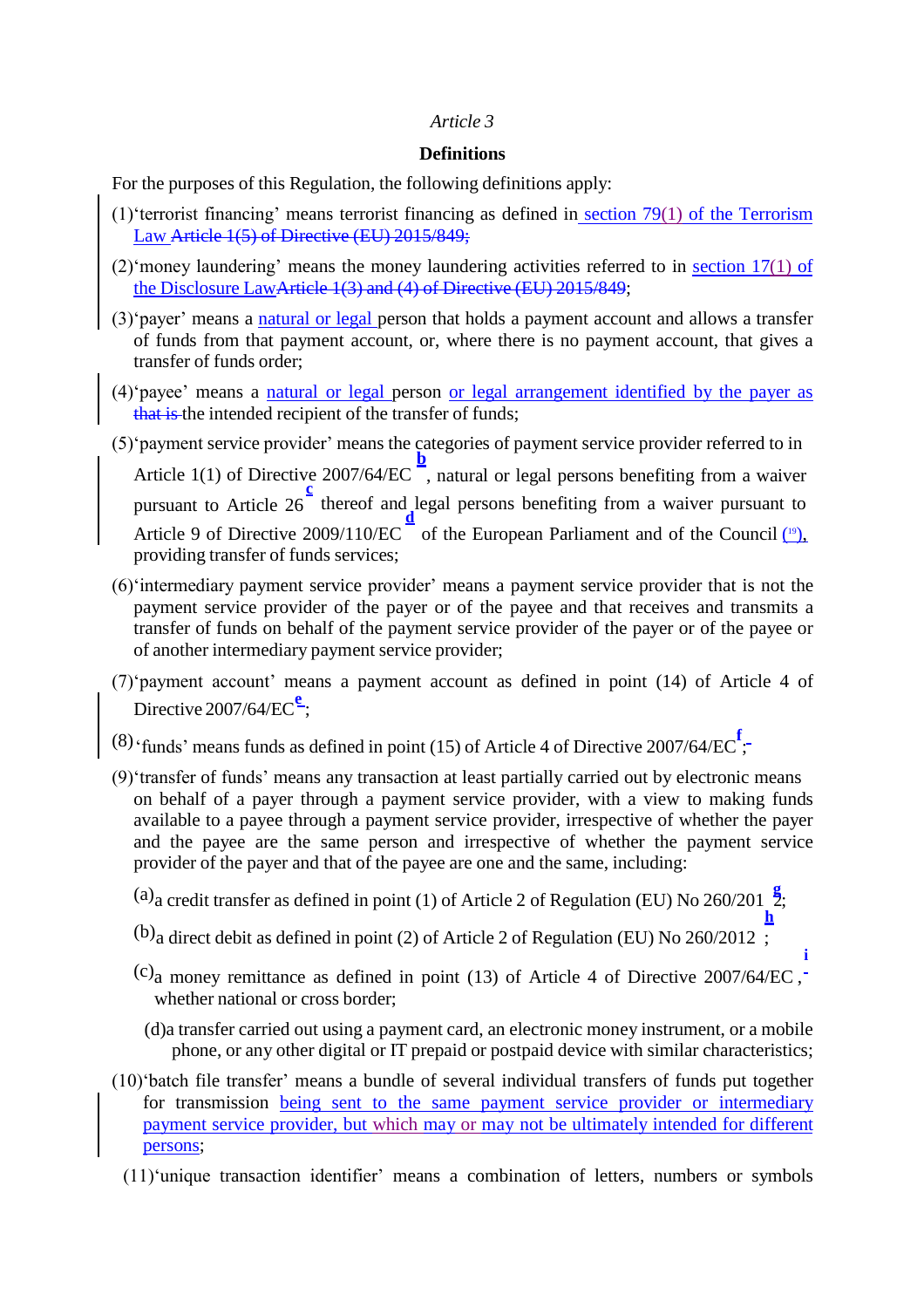*Article 3*

**Definitions**

For the purposes of this Regulation, the following definitions apply:

(1) 'terrorist financing' means terrorist financing as defined in section 79(1) of the Terrorism Law ~~Article 1(5) of Directive (EU) 2015/849;~~

(2) 'money laundering' means the money laundering activities referred to in section 17(1) of the Disclosure Law~~Article 1(3) and (4) of Directive (EU) 2015/849~~;

(3) 'payer' means a natural or legal person that holds a payment account and allows a transfer of funds from that payment account, or, where there is no payment account, that gives a transfer of funds order;

(4) 'payee' means a natural or legal person or legal arrangement identified by the payer as ~~that is~~ the intended recipient of the transfer of funds;

(5) 'payment service provider' means the categories of payment service provider referred to in Article 1(1) of Directive 2007/64/EC [b], natural or legal persons benefiting from a waiver pursuant to Article 26 [c] thereof and legal persons benefiting from a waiver pursuant to Article 9 of Directive 2009/110/EC [d] of the European Parliament and of the Council [19], providing transfer of funds services;

(6) 'intermediary payment service provider' means a payment service provider that is not the payment service provider of the payer or of the payee and that receives and transmits a transfer of funds on behalf of the payment service provider of the payer or of the payee or of another intermediary payment service provider;

(7) 'payment account' means a payment account as defined in point (14) of Article 4 of Directive 2007/64/EC [e];

(8) 'funds' means funds as defined in point (15) of Article 4 of Directive 2007/64/EC [f];

(9) 'transfer of funds' means any transaction at least partially carried out by electronic means on behalf of a payer through a payment service provider, with a view to making funds available to a payee through a payment service provider, irrespective of whether the payer and the payee are the same person and irrespective of whether the payment service provider of the payer and that of the payee are one and the same, including:

(a) a credit transfer as defined in point (1) of Article 2 of Regulation (EU) No 260/2012 [g];

(b) a direct debit as defined in point (2) of Article 2 of Regulation (EU) No 260/2012 [h];

(c) a money remittance as defined in point (13) of Article 4 of Directive 2007/64/EC [i], whether national or cross border;

(d) a transfer carried out using a payment card, an electronic money instrument, or a mobile phone, or any other digital or IT prepaid or postpaid device with similar characteristics;

(10) 'batch file transfer' means a bundle of several individual transfers of funds put together for transmission being sent to the same payment service provider or intermediary payment service provider, but which may or may not be ultimately intended for different persons;

(11) 'unique transaction identifier' means a combination of letters, numbers or symbols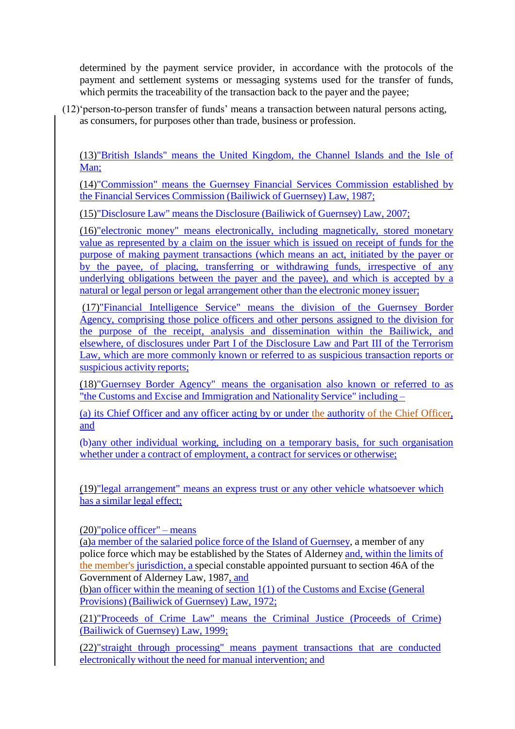determined by the payment service provider, in accordance with the protocols of the payment and settlement systems or messaging systems used for the transfer of funds, which permits the traceability of the transaction back to the payer and the payee;

(12)'person-to-person transfer of funds' means a transaction between natural persons acting, as consumers, for purposes other than trade, business or profession.

(13)"British Islands" means the United Kingdom, the Channel Islands and the Isle of Man;

(14)"Commission" means the Guernsey Financial Services Commission established by the Financial Services Commission (Bailiwick of Guernsey) Law, 1987;

(15)"Disclosure Law" means the Disclosure (Bailiwick of Guernsey) Law, 2007;

(16)"electronic money" means electronically, including magnetically, stored monetary value as represented by a claim on the issuer which is issued on receipt of funds for the purpose of making payment transactions (which means an act, initiated by the payer or by the payee, of placing, transferring or withdrawing funds, irrespective of any underlying obligations between the payer and the payee), and which is accepted by a natural or legal person or legal arrangement other than the electronic money issuer;

(17)"Financial Intelligence Service" means the division of the Guernsey Border Agency, comprising those police officers and other persons assigned to the division for the purpose of the receipt, analysis and dissemination within the Bailiwick, and elsewhere, of disclosures under Part I of the Disclosure Law and Part III of the Terrorism Law, which are more commonly known or referred to as suspicious transaction reports or suspicious activity reports;

(18)"Guernsey Border Agency" means the organisation also known or referred to as "the Customs and Excise and Immigration and Nationality Service" including –

(a) its Chief Officer and any officer acting by or under the authority of the Chief Officer, and

(b)any other individual working, including on a temporary basis, for such organisation whether under a contract of employment, a contract for services or otherwise;

(19)"legal arrangement" means an express trust or any other vehicle whatsoever which has a similar legal effect;

(20)"police officer" – means
(a)a member of the salaried police force of the Island of Guernsey, a member of any police force which may be established by the States of Alderney and, within the limits of the member's jurisdiction, a special constable appointed pursuant to section 46A of the Government of Alderney Law, 1987, and
(b)an officer within the meaning of section 1(1) of the Customs and Excise (General Provisions) (Bailiwick of Guernsey) Law, 1972;

(21)"Proceeds of Crime Law" means the Criminal Justice (Proceeds of Crime) (Bailiwick of Guernsey) Law, 1999;

(22)"straight through processing" means payment transactions that are conducted electronically without the need for manual intervention; and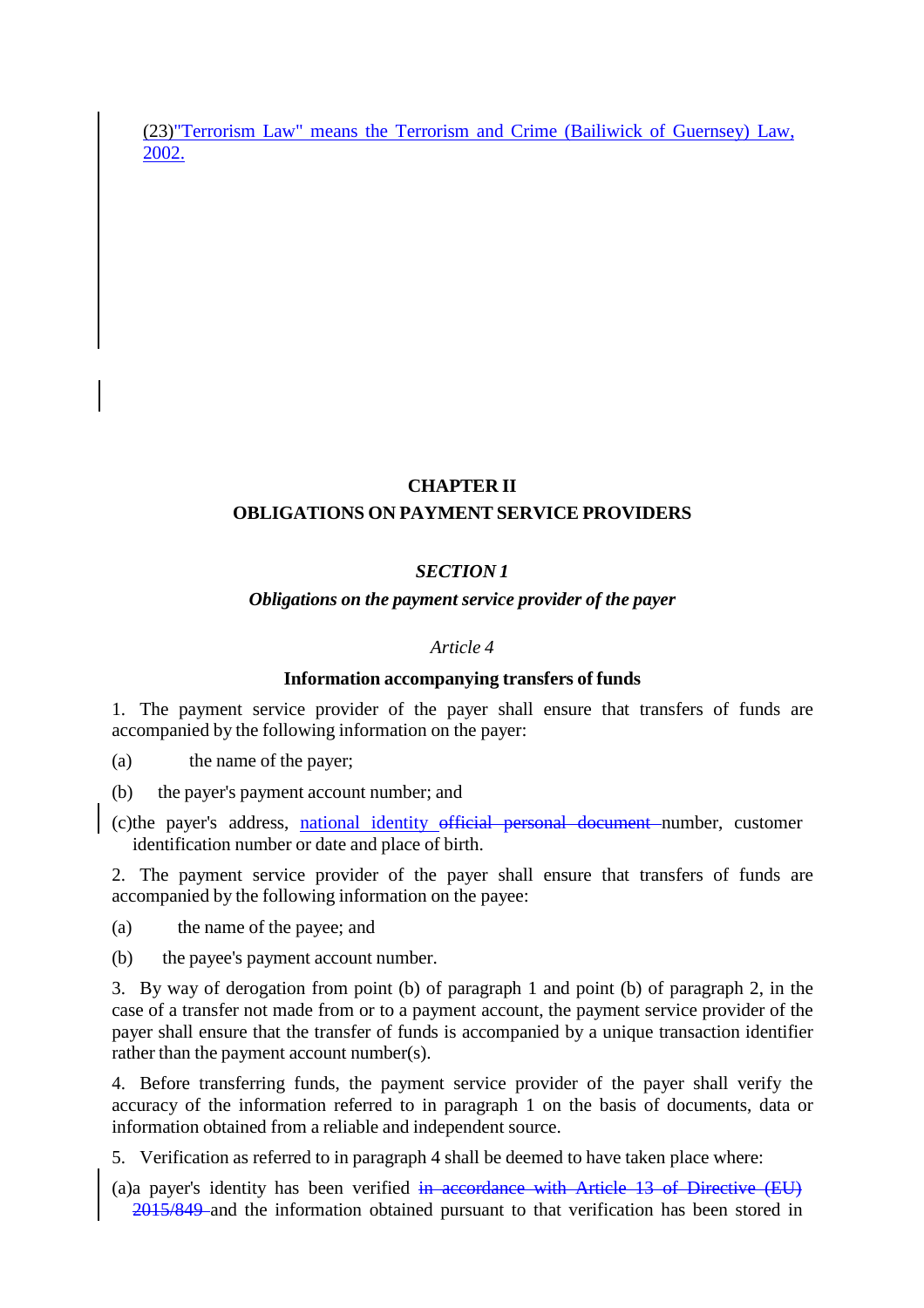(23)"Terrorism Law" means the Terrorism and Crime (Bailiwick of Guernsey) Law, 2002.

## CHAPTER II
## OBLIGATIONS ON PAYMENT SERVICE PROVIDERS

### *SECTION 1*

### *Obligations on the payment service provider of the payer*

*Article 4*

**Information accompanying transfers of funds**

1. The payment service provider of the payer shall ensure that transfers of funds are accompanied by the following information on the payer:

(a) the name of the payer;

(b) the payer's payment account number; and

(c) the payer's address, national identity ~~official personal document~~ number, customer identification number or date and place of birth.

2. The payment service provider of the payer shall ensure that transfers of funds are accompanied by the following information on the payee:

(a) the name of the payee; and

(b) the payee's payment account number.

3. By way of derogation from point (b) of paragraph 1 and point (b) of paragraph 2, in the case of a transfer not made from or to a payment account, the payment service provider of the payer shall ensure that the transfer of funds is accompanied by a unique transaction identifier rather than the payment account number(s).

4. Before transferring funds, the payment service provider of the payer shall verify the accuracy of the information referred to in paragraph 1 on the basis of documents, data or information obtained from a reliable and independent source.

5. Verification as referred to in paragraph 4 shall be deemed to have taken place where:

(a) a payer's identity has been verified ~~in accordance with Article 13 of Directive (EU) 2015/849~~ and the information obtained pursuant to that verification has been stored in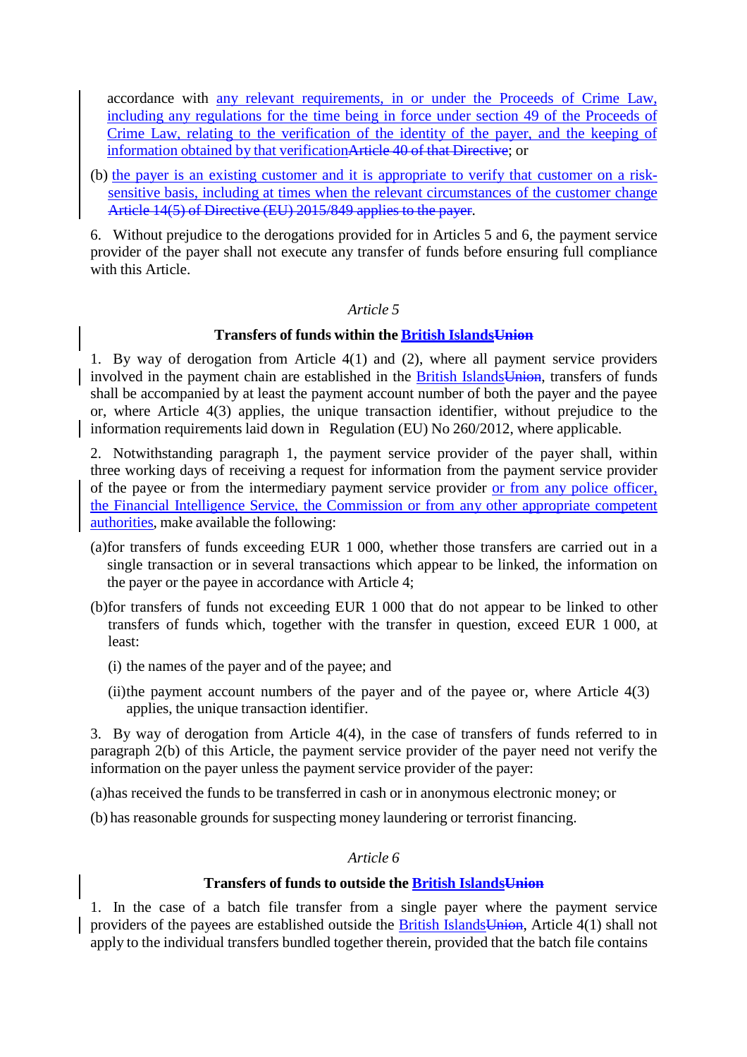accordance with any relevant requirements, in or under the Proceeds of Crime Law, including any regulations for the time being in force under section 49 of the Proceeds of Crime Law, relating to the verification of the identity of the payer, and the keeping of information obtained by that verification~~Article 40 of that Directive~~; or

(b) the payer is an existing customer and it is appropriate to verify that customer on a risk-sensitive basis, including at times when the relevant circumstances of the customer change ~~Article 14(5) of Directive (EU) 2015/849 applies to the payer~~.

6. Without prejudice to the derogations provided for in Articles 5 and 6, the payment service provider of the payer shall not execute any transfer of funds before ensuring full compliance with this Article.

*Article 5*

**Transfers of funds within the British Islands~~Union~~**

1. By way of derogation from Article 4(1) and (2), where all payment service providers involved in the payment chain are established in the British Islands~~Union~~, transfers of funds shall be accompanied by at least the payment account number of both the payer and the payee or, where Article 4(3) applies, the unique transaction identifier, without prejudice to the information requirements laid down in Regulation (EU) No 260/2012, where applicable.

2. Notwithstanding paragraph 1, the payment service provider of the payer shall, within three working days of receiving a request for information from the payment service provider of the payee or from the intermediary payment service provider or from any police officer, the Financial Intelligence Service, the Commission or from any other appropriate competent authorities, make available the following:

(a) for transfers of funds exceeding EUR 1 000, whether those transfers are carried out in a single transaction or in several transactions which appear to be linked, the information on the payer or the payee in accordance with Article 4;

(b) for transfers of funds not exceeding EUR 1 000 that do not appear to be linked to other transfers of funds which, together with the transfer in question, exceed EUR 1 000, at least:

(i) the names of the payer and of the payee; and

(ii) the payment account numbers of the payer and of the payee or, where Article 4(3) applies, the unique transaction identifier.

3. By way of derogation from Article 4(4), in the case of transfers of funds referred to in paragraph 2(b) of this Article, the payment service provider of the payer need not verify the information on the payer unless the payment service provider of the payer:

(a) has received the funds to be transferred in cash or in anonymous electronic money; or

(b) has reasonable grounds for suspecting money laundering or terrorist financing.

*Article 6*

**Transfers of funds to outside the British Islands~~Union~~**

1. In the case of a batch file transfer from a single payer where the payment service providers of the payees are established outside the British Islands~~Union~~, Article 4(1) shall not apply to the individual transfers bundled together therein, provided that the batch file contains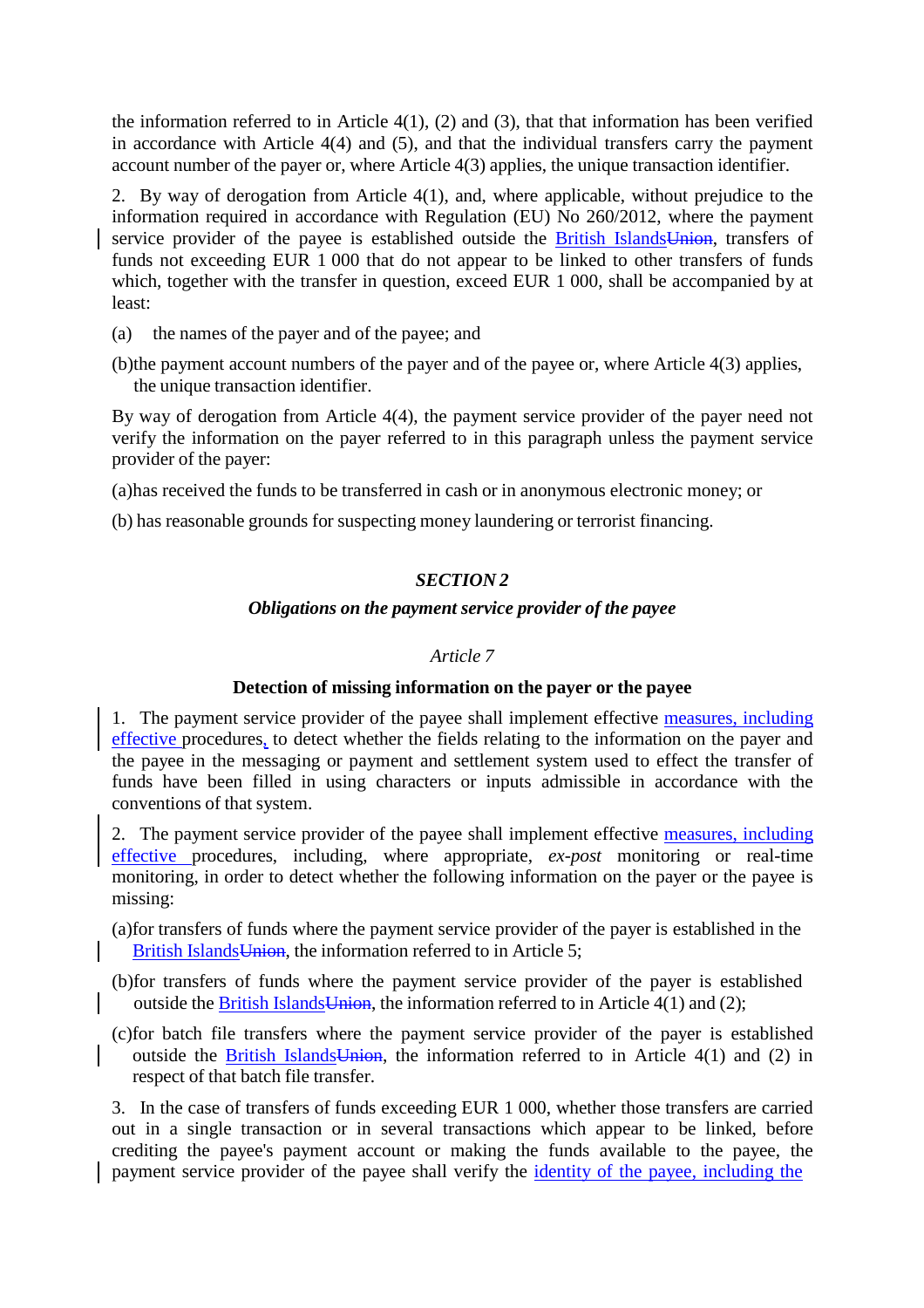the information referred to in Article 4(1), (2) and (3), that that information has been verified in accordance with Article 4(4) and (5), and that the individual transfers carry the payment account number of the payer or, where Article 4(3) applies, the unique transaction identifier.

2. By way of derogation from Article 4(1), and, where applicable, without prejudice to the information required in accordance with Regulation (EU) No 260/2012, where the payment service provider of the payee is established outside the British IslandsUnion, transfers of funds not exceeding EUR 1 000 that do not appear to be linked to other transfers of funds which, together with the transfer in question, exceed EUR 1 000, shall be accompanied by at least:

(a) the names of the payer and of the payee; and

(b) the payment account numbers of the payer and of the payee or, where Article 4(3) applies, the unique transaction identifier.

By way of derogation from Article 4(4), the payment service provider of the payer need not verify the information on the payer referred to in this paragraph unless the payment service provider of the payer:

(a) has received the funds to be transferred in cash or in anonymous electronic money; or

(b) has reasonable grounds for suspecting money laundering or terrorist financing.

## *SECTION 2*

## *Obligations on the payment service provider of the payee*

### *Article 7*

### **Detection of missing information on the payer or the payee**

1. The payment service provider of the payee shall implement effective measures, including effective procedures, to detect whether the fields relating to the information on the payer and the payee in the messaging or payment and settlement system used to effect the transfer of funds have been filled in using characters or inputs admissible in accordance with the conventions of that system.

2. The payment service provider of the payee shall implement effective measures, including effective procedures, including, where appropriate, *ex-post* monitoring or real-time monitoring, in order to detect whether the following information on the payer or the payee is missing:

(a) for transfers of funds where the payment service provider of the payer is established in the British IslandsUnion, the information referred to in Article 5;

(b) for transfers of funds where the payment service provider of the payer is established outside the British IslandsUnion, the information referred to in Article 4(1) and (2);

(c) for batch file transfers where the payment service provider of the payer is established outside the British IslandsUnion, the information referred to in Article 4(1) and (2) in respect of that batch file transfer.

3. In the case of transfers of funds exceeding EUR 1 000, whether those transfers are carried out in a single transaction or in several transactions which appear to be linked, before crediting the payee's payment account or making the funds available to the payee, the payment service provider of the payee shall verify the identity of the payee, including the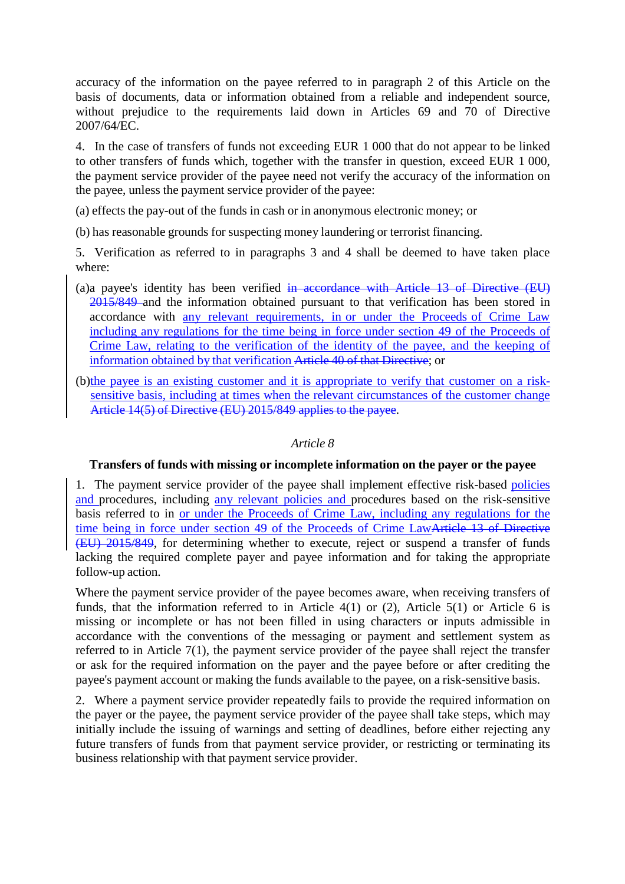accuracy of the information on the payee referred to in paragraph 2 of this Article on the basis of documents, data or information obtained from a reliable and independent source, without prejudice to the requirements laid down in Articles 69 and 70 of Directive 2007/64/EC.

4. In the case of transfers of funds not exceeding EUR 1 000 that do not appear to be linked to other transfers of funds which, together with the transfer in question, exceed EUR 1 000, the payment service provider of the payee need not verify the accuracy of the information on the payee, unless the payment service provider of the payee:

(a) effects the pay-out of the funds in cash or in anonymous electronic money; or

(b) has reasonable grounds for suspecting money laundering or terrorist financing.

5. Verification as referred to in paragraphs 3 and 4 shall be deemed to have taken place where:

(a) a payee's identity has been verified ~~in accordance with Article 13 of Directive (EU) 2015/849~~ and the information obtained pursuant to that verification has been stored in accordance with any relevant requirements, in or under the Proceeds of Crime Law including any regulations for the time being in force under section 49 of the Proceeds of Crime Law, relating to the verification of the identity of the payee, and the keeping of information obtained by that verification ~~Article 40 of that Directive~~; or

(b) the payee is an existing customer and it is appropriate to verify that customer on a risk-sensitive basis, including at times when the relevant circumstances of the customer change ~~Article 14(5) of Directive (EU) 2015/849 applies to the payee~~.

*Article 8*

**Transfers of funds with missing or incomplete information on the payer or the payee**

1. The payment service provider of the payee shall implement effective risk-based policies and procedures, including any relevant policies and procedures based on the risk-sensitive basis referred to in or under the Proceeds of Crime Law, including any regulations for the time being in force under section 49 of the Proceeds of Crime Law~~Article 13 of Directive (EU) 2015/849~~, for determining whether to execute, reject or suspend a transfer of funds lacking the required complete payer and payee information and for taking the appropriate follow-up action.

Where the payment service provider of the payee becomes aware, when receiving transfers of funds, that the information referred to in Article 4(1) or (2), Article 5(1) or Article 6 is missing or incomplete or has not been filled in using characters or inputs admissible in accordance with the conventions of the messaging or payment and settlement system as referred to in Article 7(1), the payment service provider of the payee shall reject the transfer or ask for the required information on the payer and the payee before or after crediting the payee's payment account or making the funds available to the payee, on a risk-sensitive basis.

2. Where a payment service provider repeatedly fails to provide the required information on the payer or the payee, the payment service provider of the payee shall take steps, which may initially include the issuing of warnings and setting of deadlines, before either rejecting any future transfers of funds from that payment service provider, or restricting or terminating its business relationship with that payment service provider.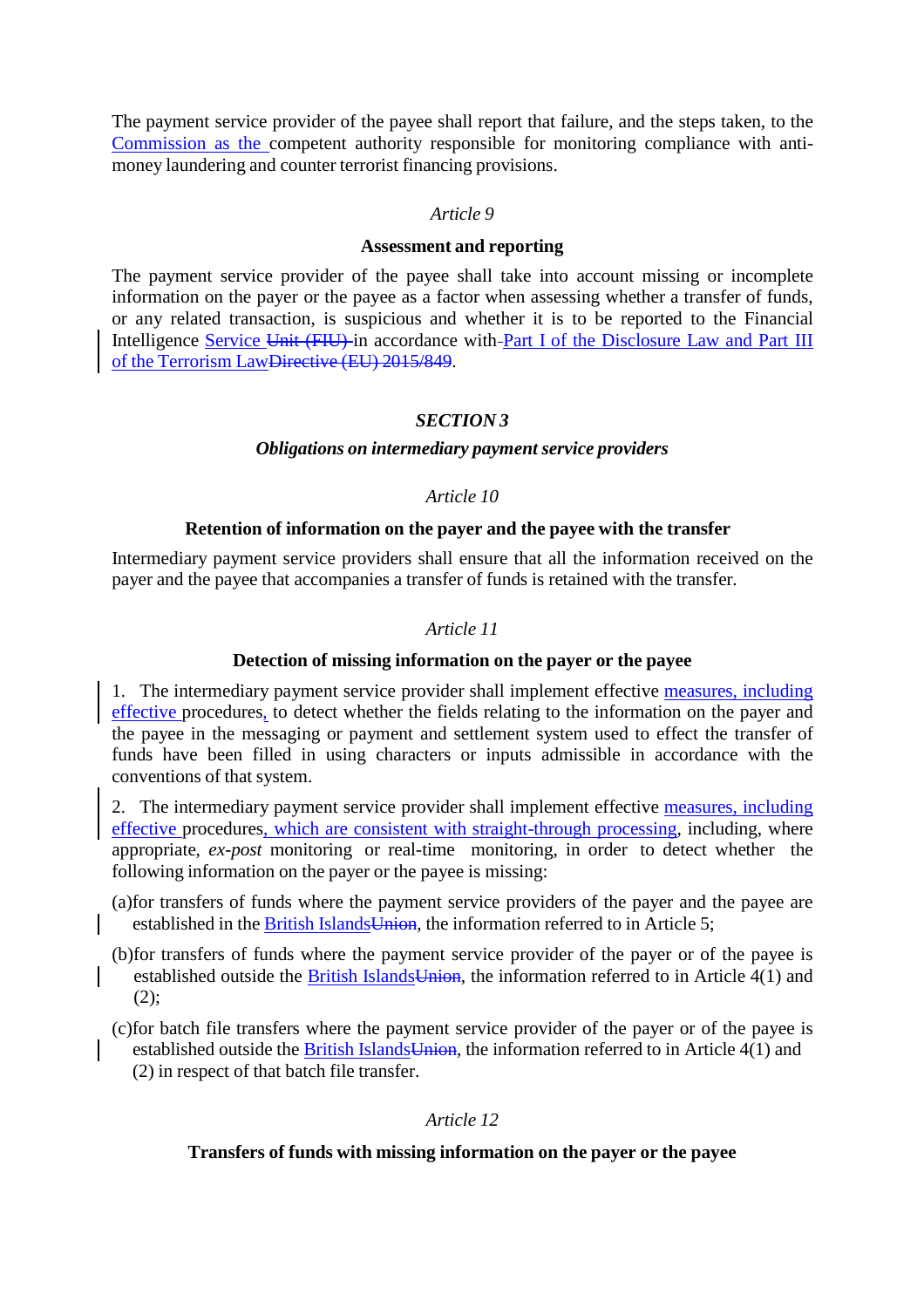The payment service provider of the payee shall report that failure, and the steps taken, to the Commission as the competent authority responsible for monitoring compliance with anti-money laundering and counter terrorist financing provisions.

*Article 9*

**Assessment and reporting**

The payment service provider of the payee shall take into account missing or incomplete information on the payer or the payee as a factor when assessing whether a transfer of funds, or any related transaction, is suspicious and whether it is to be reported to the Financial Intelligence Service ~~Unit (FIU)~~ in accordance with Part I of the Disclosure Law and Part III of the Terrorism Law~~Directive (EU) 2015/849~~.

***SECTION 3***

***Obligations on intermediary payment service providers***

*Article 10*

**Retention of information on the payer and the payee with the transfer**

Intermediary payment service providers shall ensure that all the information received on the payer and the payee that accompanies a transfer of funds is retained with the transfer.

*Article 11*

**Detection of missing information on the payer or the payee**

1. The intermediary payment service provider shall implement effective measures, including effective procedures, to detect whether the fields relating to the information on the payer and the payee in the messaging or payment and settlement system used to effect the transfer of funds have been filled in using characters or inputs admissible in accordance with the conventions of that system.

2. The intermediary payment service provider shall implement effective measures, including effective procedures, which are consistent with straight-through processing, including, where appropriate, *ex-post* monitoring or real-time monitoring, in order to detect whether the following information on the payer or the payee is missing:

(a) for transfers of funds where the payment service providers of the payer and the payee are established in the British Islands~~Union~~, the information referred to in Article 5;

(b) for transfers of funds where the payment service provider of the payer or of the payee is established outside the British Islands~~Union~~, the information referred to in Article 4(1) and (2);

(c) for batch file transfers where the payment service provider of the payer or of the payee is established outside the British Islands~~Union~~, the information referred to in Article 4(1) and (2) in respect of that batch file transfer.

*Article 12*

**Transfers of funds with missing information on the payer or the payee**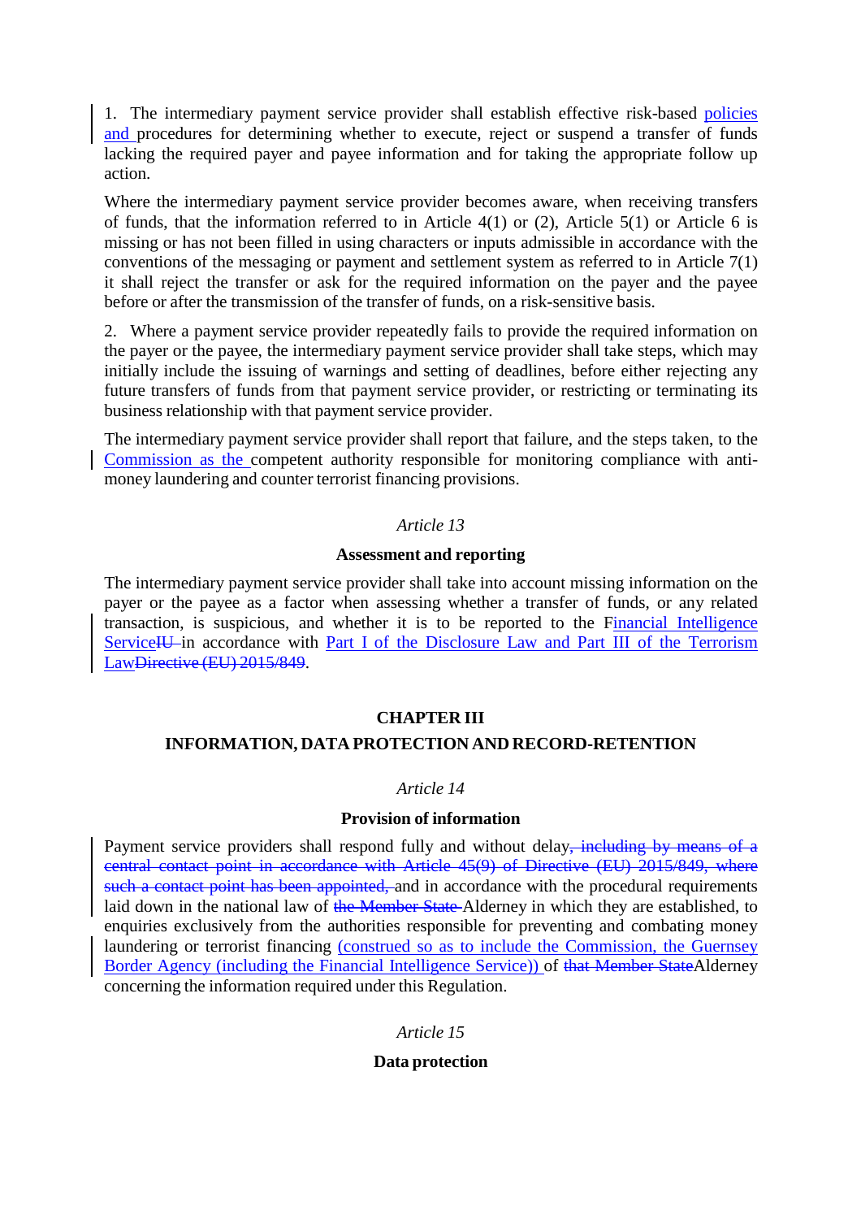1. The intermediary payment service provider shall establish effective risk-based policies and procedures for determining whether to execute, reject or suspend a transfer of funds lacking the required payer and payee information and for taking the appropriate follow up action.

Where the intermediary payment service provider becomes aware, when receiving transfers of funds, that the information referred to in Article 4(1) or (2), Article 5(1) or Article 6 is missing or has not been filled in using characters or inputs admissible in accordance with the conventions of the messaging or payment and settlement system as referred to in Article 7(1) it shall reject the transfer or ask for the required information on the payer and the payee before or after the transmission of the transfer of funds, on a risk-sensitive basis.

2. Where a payment service provider repeatedly fails to provide the required information on the payer or the payee, the intermediary payment service provider shall take steps, which may initially include the issuing of warnings and setting of deadlines, before either rejecting any future transfers of funds from that payment service provider, or restricting or terminating its business relationship with that payment service provider.

The intermediary payment service provider shall report that failure, and the steps taken, to the Commission as the competent authority responsible for monitoring compliance with anti-money laundering and counter terrorist financing provisions.

*Article 13*

**Assessment and reporting**

The intermediary payment service provider shall take into account missing information on the payer or the payee as a factor when assessing whether a transfer of funds, or any related transaction, is suspicious, and whether it is to be reported to the Financial Intelligence Service~~IU~~ in accordance with Part I of the Disclosure Law and Part III of the Terrorism Law~~Directive (EU) 2015/849~~.

**CHAPTER III**

**INFORMATION, DATA PROTECTION AND RECORD-RETENTION**

*Article 14*

**Provision of information**

Payment service providers shall respond fully and without delay~~, including by means of a central contact point in accordance with Article 45(9) of Directive (EU) 2015/849, where such a contact point has been appointed,~~ and in accordance with the procedural requirements laid down in the national law of ~~the Member State~~ Alderney in which they are established, to enquiries exclusively from the authorities responsible for preventing and combating money laundering or terrorist financing (construed so as to include the Commission, the Guernsey Border Agency (including the Financial Intelligence Service)) of ~~that Member State~~Alderney concerning the information required under this Regulation.

*Article 15*

**Data protection**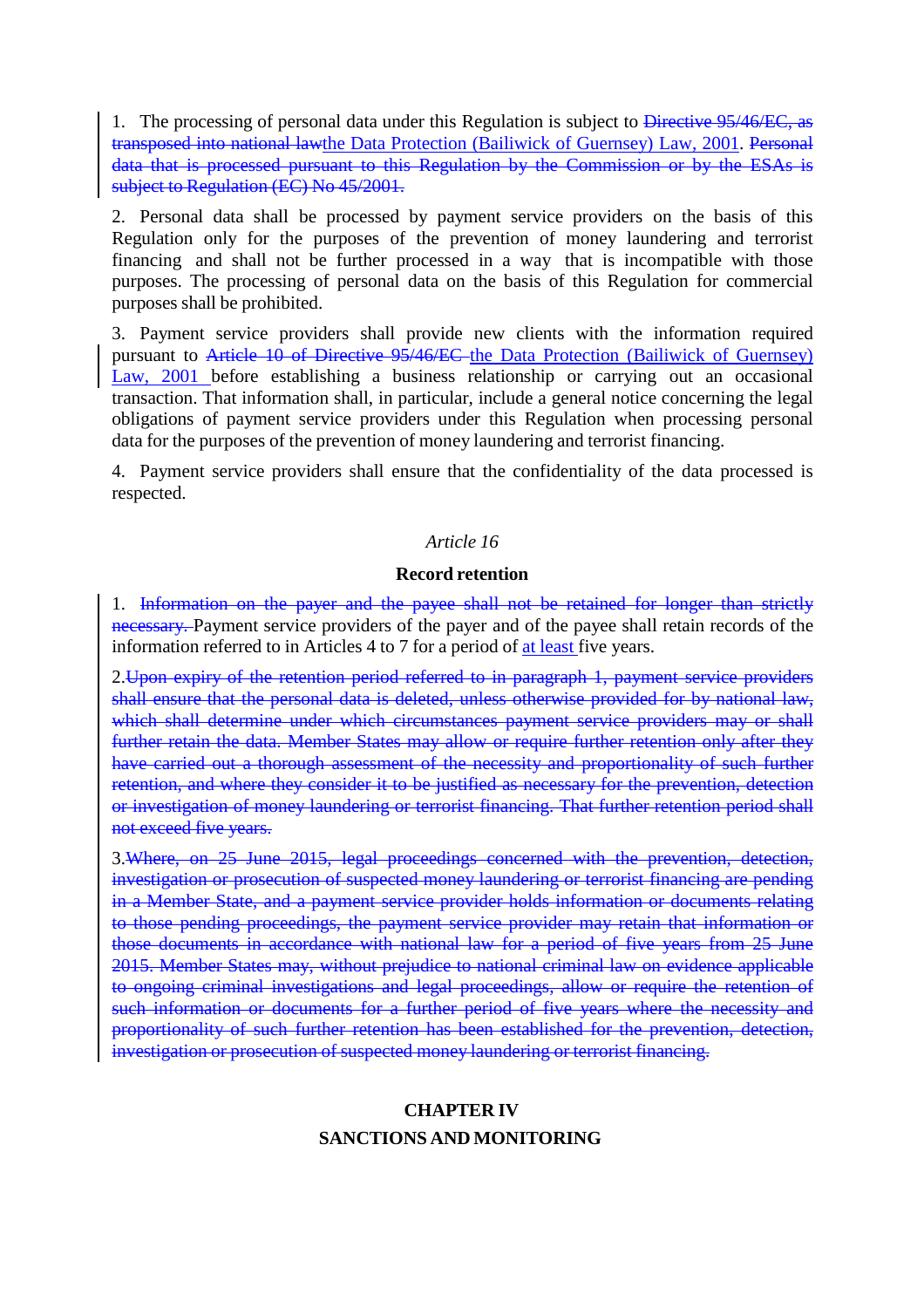1. The processing of personal data under this Regulation is subject to ~~Directive 95/46/EC, as transposed into national law~~<u>the Data Protection (Bailiwick of Guernsey) Law, 2001</u>. ~~Personal data that is processed pursuant to this Regulation by the Commission or by the ESAs is subject to Regulation (EC) No 45/2001.~~

2. Personal data shall be processed by payment service providers on the basis of this Regulation only for the purposes of the prevention of money laundering and terrorist financing and shall not be further processed in a way that is incompatible with those purposes. The processing of personal data on the basis of this Regulation for commercial purposes shall be prohibited.

3. Payment service providers shall provide new clients with the information required pursuant to ~~Article 10 of Directive 95/46/EC~~ <u>the Data Protection (Bailiwick of Guernsey) Law, 2001</u> before establishing a business relationship or carrying out an occasional transaction. That information shall, in particular, include a general notice concerning the legal obligations of payment service providers under this Regulation when processing personal data for the purposes of the prevention of money laundering and terrorist financing.

4. Payment service providers shall ensure that the confidentiality of the data processed is respected.

*Article 16*

**Record retention**

1. ~~Information on the payer and the payee shall not be retained for longer than strictly necessary.~~ Payment service providers of the payer and of the payee shall retain records of the information referred to in Articles 4 to 7 for a period of <u>at least</u> five years.

2.~~Upon expiry of the retention period referred to in paragraph 1, payment service providers shall ensure that the personal data is deleted, unless otherwise provided for by national law, which shall determine under which circumstances payment service providers may or shall further retain the data. Member States may allow or require further retention only after they have carried out a thorough assessment of the necessity and proportionality of such further retention, and where they consider it to be justified as necessary for the prevention, detection or investigation of money laundering or terrorist financing. That further retention period shall not exceed five years.~~

3.~~Where, on 25 June 2015, legal proceedings concerned with the prevention, detection, investigation or prosecution of suspected money laundering or terrorist financing are pending in a Member State, and a payment service provider holds information or documents relating to those pending proceedings, the payment service provider may retain that information or those documents in accordance with national law for a period of five years from 25 June 2015. Member States may, without prejudice to national criminal law on evidence applicable to ongoing criminal investigations and legal proceedings, allow or require the retention of such information or documents for a further period of five years where the necessity and proportionality of such further retention has been established for the prevention, detection, investigation or prosecution of suspected money laundering or terrorist financing.~~

## CHAPTER IV
## SANCTIONS AND MONITORING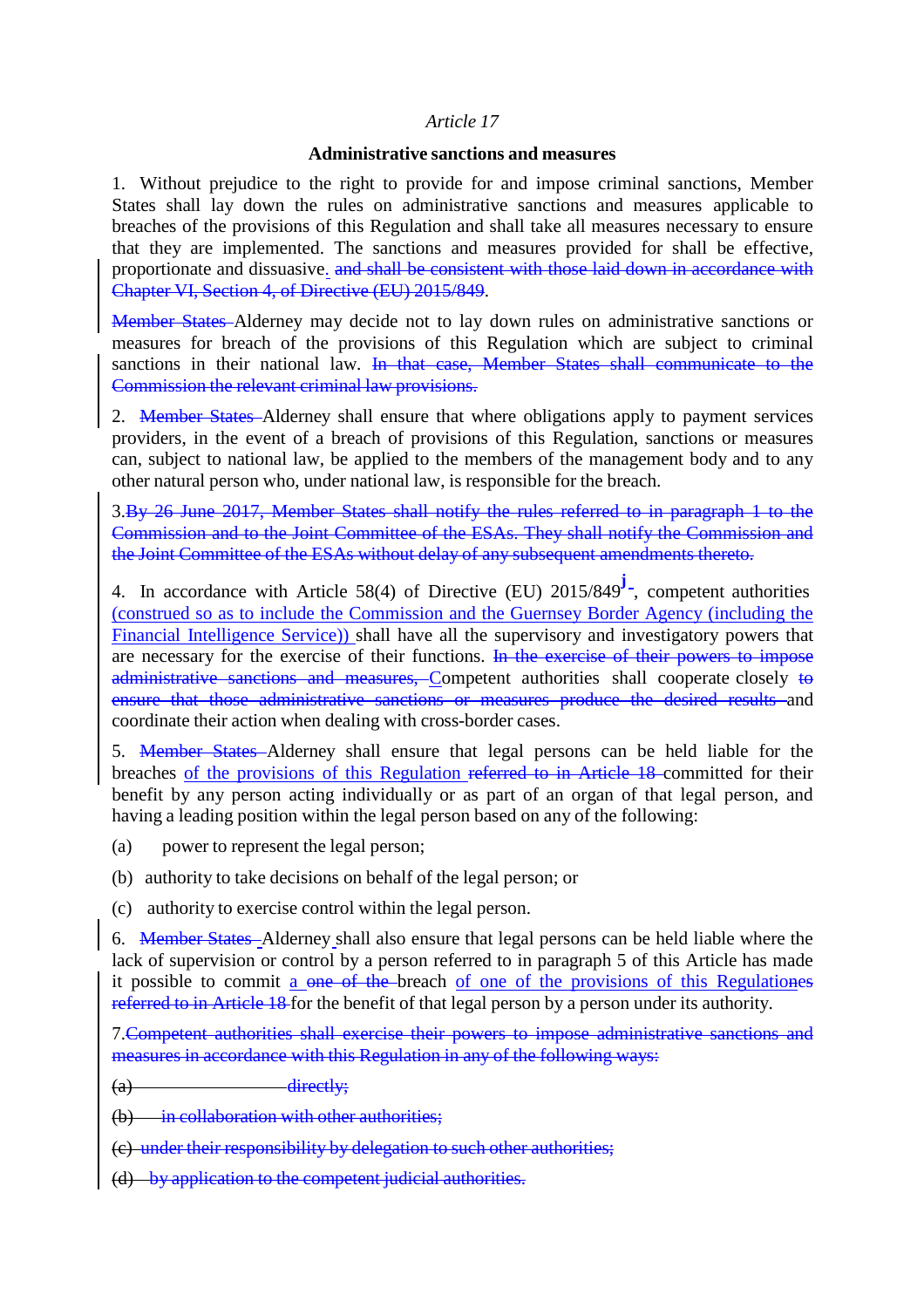*Article 17*

**Administrative sanctions and measures**

1. Without prejudice to the right to provide for and impose criminal sanctions, Member States shall lay down the rules on administrative sanctions and measures applicable to breaches of the provisions of this Regulation and shall take all measures necessary to ensure that they are implemented. The sanctions and measures provided for shall be effective, proportionate and dissuasive. ~~and shall be consistent with those laid down in accordance with Chapter VI, Section 4, of Directive (EU) 2015/849~~.

~~Member States~~ Alderney may decide not to lay down rules on administrative sanctions or measures for breach of the provisions of this Regulation which are subject to criminal sanctions in their national law. ~~In that case, Member States shall communicate to the Commission the relevant criminal law provisions.~~

2. ~~Member States~~ Alderney shall ensure that where obligations apply to payment services providers, in the event of a breach of provisions of this Regulation, sanctions or measures can, subject to national law, be applied to the members of the management body and to any other natural person who, under national law, is responsible for the breach.

3. ~~By 26 June 2017, Member States shall notify the rules referred to in paragraph 1 to the Commission and to the Joint Committee of the ESAs. They shall notify the Commission and the Joint Committee of the ESAs without delay of any subsequent amendments thereto.~~

4. In accordance with Article 58(4) of Directive (EU) 2015/849[j], competent authorities (construed so as to include the Commission and the Guernsey Border Agency (including the Financial Intelligence Service)) shall have all the supervisory and investigatory powers that are necessary for the exercise of their functions. ~~In the exercise of their powers to impose administrative sanctions and measures, c~~Competent authorities shall cooperate closely ~~to ensure that those administrative sanctions or measures produce the desired results~~ and coordinate their action when dealing with cross-border cases.

5. ~~Member States~~ Alderney shall ensure that legal persons can be held liable for the breaches of the provisions of this Regulation ~~referred to in Article 18~~ committed for their benefit by any person acting individually or as part of an organ of that legal person, and having a leading position within the legal person based on any of the following:

(a) power to represent the legal person;

(b) authority to take decisions on behalf of the legal person; or

(c) authority to exercise control within the legal person.

6. ~~Member States~~ Alderney shall also ensure that legal persons can be held liable where the lack of supervision or control by a person referred to in paragraph 5 of this Article has made it possible to commit a ~~one of the~~ breach of one of the provisions of this Regulation~~es referred to in Article 18~~ for the benefit of that legal person by a person under its authority.

7. ~~Competent authorities shall exercise their powers to impose administrative sanctions and measures in accordance with this Regulation in any of the following ways:~~

~~(a) directly;~~

~~(b) in collaboration with other authorities;~~

~~(c) under their responsibility by delegation to such other authorities;~~

~~(d) by application to the competent judicial authorities.~~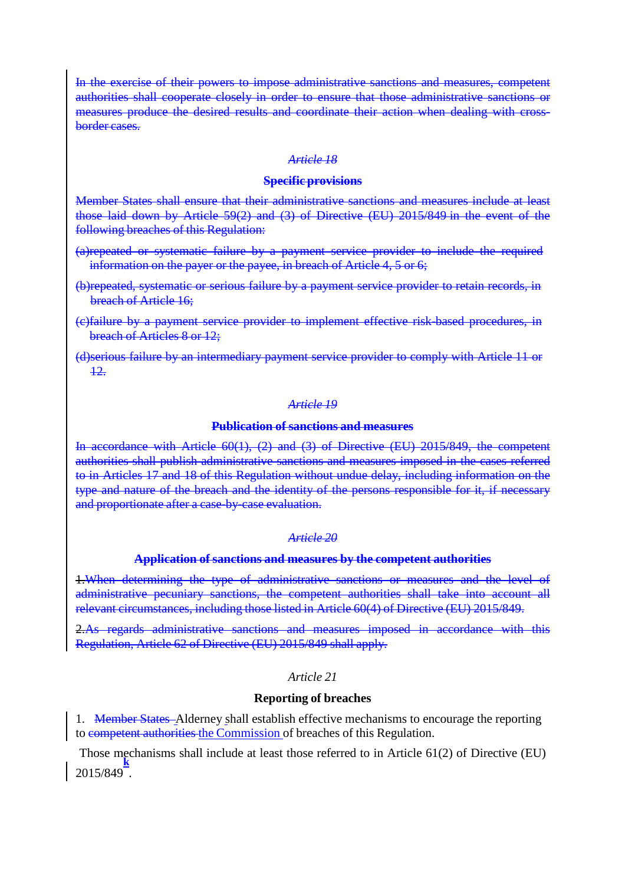~~In the exercise of their powers to impose administrative sanctions and measures, competent authorities shall cooperate closely in order to ensure that those administrative sanctions or measures produce the desired results and coordinate their action when dealing with cross-border cases.~~

*~~Article 18~~*

**~~Specific provisions~~**

~~Member States shall ensure that their administrative sanctions and measures include at least those laid down by Article 59(2) and (3) of Directive (EU) 2015/849 in the event of the following breaches of this Regulation:~~

~~(a)repeated or systematic failure by a payment service provider to include the required information on the payer or the payee, in breach of Article 4, 5 or 6;~~

~~(b)repeated, systematic or serious failure by a payment service provider to retain records, in breach of Article 16;~~

~~(c)failure by a payment service provider to implement effective risk-based procedures, in breach of Articles 8 or 12;~~

~~(d)serious failure by an intermediary payment service provider to comply with Article 11 or 12.~~

*~~Article 19~~*

**~~Publication of sanctions and measures~~**

~~In accordance with Article 60(1), (2) and (3) of Directive (EU) 2015/849, the competent authorities shall publish administrative sanctions and measures imposed in the cases referred to in Articles 17 and 18 of this Regulation without undue delay, including information on the type and nature of the breach and the identity of the persons responsible for it, if necessary and proportionate after a case-by-case evaluation.~~

*~~Article 20~~*

**~~Application of sanctions and measures by the competent authorities~~**

~~1.When determining the type of administrative sanctions or measures and the level of administrative pecuniary sanctions, the competent authorities shall take into account all relevant circumstances, including those listed in Article 60(4) of Directive (EU) 2015/849.~~

~~2.As regards administrative sanctions and measures imposed in accordance with this Regulation, Article 62 of Directive (EU) 2015/849 shall apply.~~

*Article 21*

**Reporting of breaches**

1. ~~Member States~~ Alderney ~~s~~shall establish effective mechanisms to encourage the reporting to ~~competent authorities~~ the Commission of breaches of this Regulation.

Those mechanisms shall include at least those referred to in Article 61(2) of Directive (EU) 2015/849[k].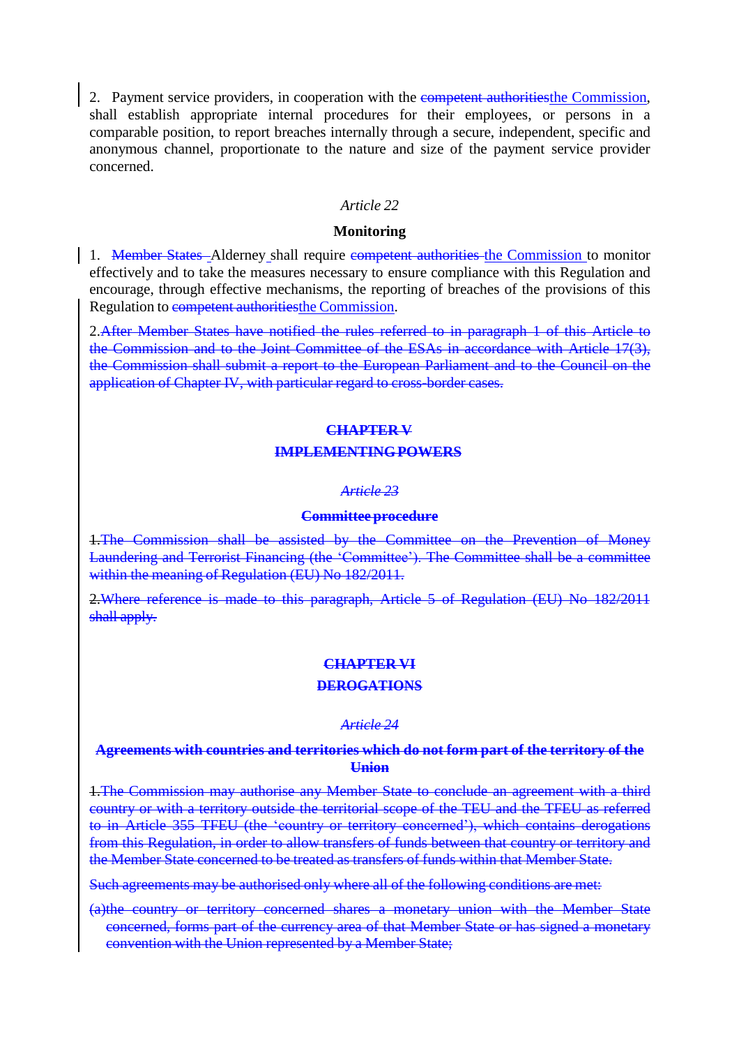2. Payment service providers, in cooperation with the ~~competent authorities~~the Commission, shall establish appropriate internal procedures for their employees, or persons in a comparable position, to report breaches internally through a secure, independent, specific and anonymous channel, proportionate to the nature and size of the payment service provider concerned.

*Article 22*

**Monitoring**

1. ~~Member States~~ Alderney shall require ~~competent authorities~~ the Commission to monitor effectively and to take the measures necessary to ensure compliance with this Regulation and encourage, through effective mechanisms, the reporting of breaches of the provisions of this Regulation to ~~competent authorities~~the Commission.

~~2.After Member States have notified the rules referred to in paragraph 1 of this Article to the Commission and to the Joint Committee of the ESAs in accordance with Article 17(3), the Commission shall submit a report to the European Parliament and to the Council on the application of Chapter IV, with particular regard to cross-border cases.~~

**~~CHAPTER V~~**

**~~IMPLEMENTING POWERS~~**

*~~Article 23~~*

**~~Committee procedure~~**

~~1.The Commission shall be assisted by the Committee on the Prevention of Money Laundering and Terrorist Financing (the 'Committee'). The Committee shall be a committee within the meaning of Regulation (EU) No 182/2011.~~

~~2.Where reference is made to this paragraph, Article 5 of Regulation (EU) No 182/2011 shall apply.~~

**~~CHAPTER VI~~**

**~~DEROGATIONS~~**

*~~Article 24~~*

**~~Agreements with countries and territories which do not form part of the territory of the Union~~**

~~1.The Commission may authorise any Member State to conclude an agreement with a third country or with a territory outside the territorial scope of the TEU and the TFEU as referred to in Article 355 TFEU (the 'country or territory concerned'), which contains derogations from this Regulation, in order to allow transfers of funds between that country or territory and the Member State concerned to be treated as transfers of funds within that Member State.~~

~~Such agreements may be authorised only where all of the following conditions are met:~~

~~(a)the country or territory concerned shares a monetary union with the Member State concerned, forms part of the currency area of that Member State or has signed a monetary convention with the Union represented by a Member State;~~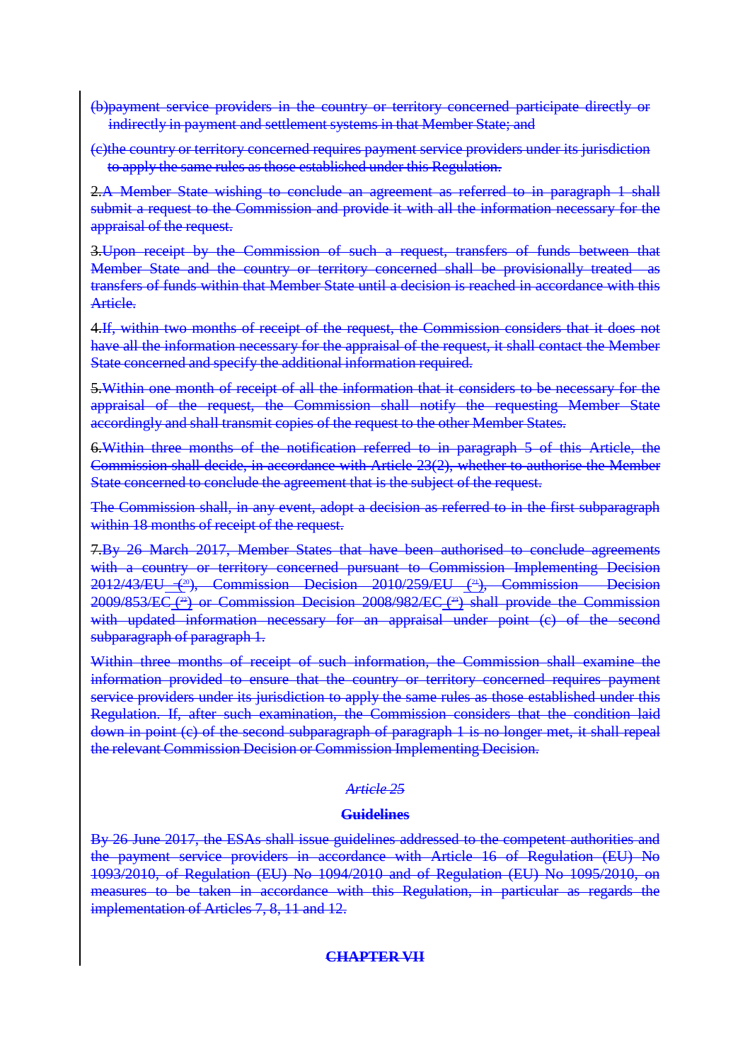(b)payment service providers in the country or territory concerned participate directly or indirectly in payment and settlement systems in that Member State; and

(c)the country or territory concerned requires payment service providers under its jurisdiction to apply the same rules as those established under this Regulation.

2.A Member State wishing to conclude an agreement as referred to in paragraph 1 shall submit a request to the Commission and provide it with all the information necessary for the appraisal of the request.

3.Upon receipt by the Commission of such a request, transfers of funds between that Member State and the country or territory concerned shall be provisionally treated as transfers of funds within that Member State until a decision is reached in accordance with this Article.

4.If, within two months of receipt of the request, the Commission considers that it does not have all the information necessary for the appraisal of the request, it shall contact the Member State concerned and specify the additional information required.

5.Within one month of receipt of all the information that it considers to be necessary for the appraisal of the request, the Commission shall notify the requesting Member State accordingly and shall transmit copies of the request to the other Member States.

6.Within three months of the notification referred to in paragraph 5 of this Article, the Commission shall decide, in accordance with Article 23(2), whether to authorise the Member State concerned to conclude the agreement that is the subject of the request.

The Commission shall, in any event, adopt a decision as referred to in the first subparagraph within 18 months of receipt of the request.

7.By 26 March 2017, Member States that have been authorised to conclude agreements with a country or territory concerned pursuant to Commission Implementing Decision 2012/43/EU [20], Commission Decision 2010/259/EU [21], Commission Decision 2009/853/EC [22] or Commission Decision 2008/982/EC [23] shall provide the Commission with updated information necessary for an appraisal under point (c) of the second subparagraph of paragraph 1.

Within three months of receipt of such information, the Commission shall examine the information provided to ensure that the country or territory concerned requires payment service providers under its jurisdiction to apply the same rules as those established under this Regulation. If, after such examination, the Commission considers that the condition laid down in point (c) of the second subparagraph of paragraph 1 is no longer met, it shall repeal the relevant Commission Decision or Commission Implementing Decision.

*Article 25*

**Guidelines**

By 26 June 2017, the ESAs shall issue guidelines addressed to the competent authorities and the payment service providers in accordance with Article 16 of Regulation (EU) No 1093/2010, of Regulation (EU) No 1094/2010 and of Regulation (EU) No 1095/2010, on measures to be taken in accordance with this Regulation, in particular as regards the implementation of Articles 7, 8, 11 and 12.

**CHAPTER VII**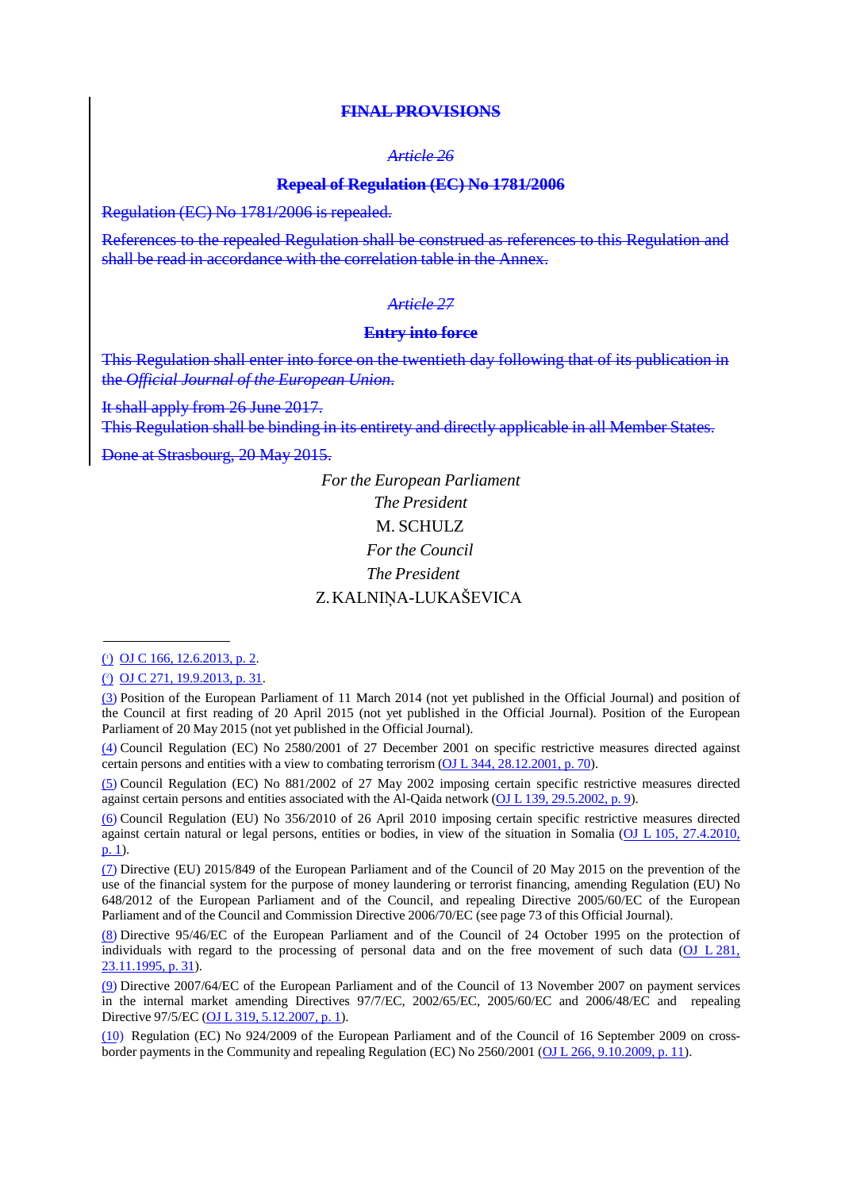## ~~FINAL PROVISIONS~~

*~~Article 26~~*

**~~Repeal of Regulation (EC) No 1781/2006~~**

~~Regulation (EC) No 1781/2006 is repealed.~~

~~References to the repealed Regulation shall be construed as references to this Regulation and shall be read in accordance with the correlation table in the Annex.~~

*~~Article 27~~*

**~~Entry into force~~**

~~This Regulation shall enter into force on the twentieth day following that of its publication in the *Official Journal of the European Union*.~~

~~It shall apply from 26 June 2017.~~
~~This Regulation shall be binding in its entirety and directly applicable in all Member States.~~

~~Done at Strasbourg, 20 May 2015.~~

*For the European Parliament*
*The President*
M. SCHULZ
*For the Council*
*The President*
Z. KALNIŅA-LUKAŠEVICA

---

(1) OJ C 166, 12.6.2013, p. 2.

(2) OJ C 271, 19.9.2013, p. 31.

(3) Position of the European Parliament of 11 March 2014 (not yet published in the Official Journal) and position of the Council at first reading of 20 April 2015 (not yet published in the Official Journal). Position of the European Parliament of 20 May 2015 (not yet published in the Official Journal).

(4) Council Regulation (EC) No 2580/2001 of 27 December 2001 on specific restrictive measures directed against certain persons and entities with a view to combating terrorism (OJ L 344, 28.12.2001, p. 70).

(5) Council Regulation (EC) No 881/2002 of 27 May 2002 imposing certain specific restrictive measures directed against certain persons and entities associated with the Al-Qaida network (OJ L 139, 29.5.2002, p. 9).

(6) Council Regulation (EU) No 356/2010 of 26 April 2010 imposing certain specific restrictive measures directed against certain natural or legal persons, entities or bodies, in view of the situation in Somalia (OJ L 105, 27.4.2010, p. 1).

(7) Directive (EU) 2015/849 of the European Parliament and of the Council of 20 May 2015 on the prevention of the use of the financial system for the purpose of money laundering or terrorist financing, amending Regulation (EU) No 648/2012 of the European Parliament and of the Council, and repealing Directive 2005/60/EC of the European Parliament and of the Council and Commission Directive 2006/70/EC (see page 73 of this Official Journal).

(8) Directive 95/46/EC of the European Parliament and of the Council of 24 October 1995 on the protection of individuals with regard to the processing of personal data and on the free movement of such data (OJ L 281, 23.11.1995, p. 31).

(9) Directive 2007/64/EC of the European Parliament and of the Council of 13 November 2007 on payment services in the internal market amending Directives 97/7/EC, 2002/65/EC, 2005/60/EC and 2006/48/EC and repealing Directive 97/5/EC (OJ L 319, 5.12.2007, p. 1).

(10) Regulation (EC) No 924/2009 of the European Parliament and of the Council of 16 September 2009 on cross-border payments in the Community and repealing Regulation (EC) No 2560/2001 (OJ L 266, 9.10.2009, p. 11).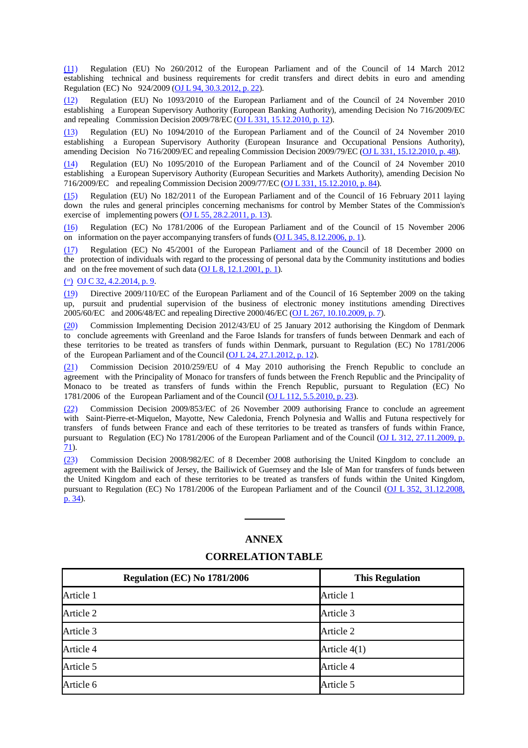(11) Regulation (EU) No 260/2012 of the European Parliament and of the Council of 14 March 2012 establishing technical and business requirements for credit transfers and direct debits in euro and amending Regulation (EC) No 924/2009 (OJ L 94, 30.3.2012, p. 22).

(12) Regulation (EU) No 1093/2010 of the European Parliament and of the Council of 24 November 2010 establishing a European Supervisory Authority (European Banking Authority), amending Decision No 716/2009/EC and repealing Commission Decision 2009/78/EC (OJ L 331, 15.12.2010, p. 12).

(13) Regulation (EU) No 1094/2010 of the European Parliament and of the Council of 24 November 2010 establishing a European Supervisory Authority (European Insurance and Occupational Pensions Authority), amending Decision No 716/2009/EC and repealing Commission Decision 2009/79/EC (OJ L 331, 15.12.2010, p. 48).

(14) Regulation (EU) No 1095/2010 of the European Parliament and of the Council of 24 November 2010 establishing a European Supervisory Authority (European Securities and Markets Authority), amending Decision No 716/2009/EC and repealing Commission Decision 2009/77/EC (OJ L 331, 15.12.2010, p. 84).

(15) Regulation (EU) No 182/2011 of the European Parliament and of the Council of 16 February 2011 laying down the rules and general principles concerning mechanisms for control by Member States of the Commission's exercise of implementing powers (OJ L 55, 28.2.2011, p. 13).

(16) Regulation (EC) No 1781/2006 of the European Parliament and of the Council of 15 November 2006 on information on the payer accompanying transfers of funds (OJ L 345, 8.12.2006, p. 1).

(17) Regulation (EC) No 45/2001 of the European Parliament and of the Council of 18 December 2000 on the protection of individuals with regard to the processing of personal data by the Community institutions and bodies and on the free movement of such data (OJ L 8, 12.1.2001, p. 1).

(18) OJ C 32, 4.2.2014, p. 9.

(19) Directive 2009/110/EC of the European Parliament and of the Council of 16 September 2009 on the taking up, pursuit and prudential supervision of the business of electronic money institutions amending Directives 2005/60/EC and 2006/48/EC and repealing Directive 2000/46/EC (OJ L 267, 10.10.2009, p. 7).

(20) Commission Implementing Decision 2012/43/EU of 25 January 2012 authorising the Kingdom of Denmark to conclude agreements with Greenland and the Faroe Islands for transfers of funds between Denmark and each of these territories to be treated as transfers of funds within Denmark, pursuant to Regulation (EC) No 1781/2006 of the European Parliament and of the Council (OJ L 24, 27.1.2012, p. 12).

(21) Commission Decision 2010/259/EU of 4 May 2010 authorising the French Republic to conclude an agreement with the Principality of Monaco for transfers of funds between the French Republic and the Principality of Monaco to be treated as transfers of funds within the French Republic, pursuant to Regulation (EC) No 1781/2006 of the European Parliament and of the Council (OJ L 112, 5.5.2010, p. 23).

(22) Commission Decision 2009/853/EC of 26 November 2009 authorising France to conclude an agreement with Saint-Pierre-et-Miquelon, Mayotte, New Caledonia, French Polynesia and Wallis and Futuna respectively for transfers of funds between France and each of these territories to be treated as transfers of funds within France, pursuant to Regulation (EC) No 1781/2006 of the European Parliament and of the Council (OJ L 312, 27.11.2009, p. 71).

(23) Commission Decision 2008/982/EC of 8 December 2008 authorising the United Kingdom to conclude an agreement with the Bailiwick of Jersey, the Bailiwick of Guernsey and the Isle of Man for transfers of funds between the United Kingdom and each of these territories to be treated as transfers of funds within the United Kingdom, pursuant to Regulation (EC) No 1781/2006 of the European Parliament and of the Council (OJ L 352, 31.12.2008, p. 34).

## ANNEX

## CORRELATION TABLE

| Regulation (EC) No 1781/2006 | This Regulation |
|---|---|
| Article 1 | Article 1 |
| Article 2 | Article 3 |
| Article 3 | Article 2 |
| Article 4 | Article 4(1) |
| Article 5 | Article 4 |
| Article 6 | Article 5 |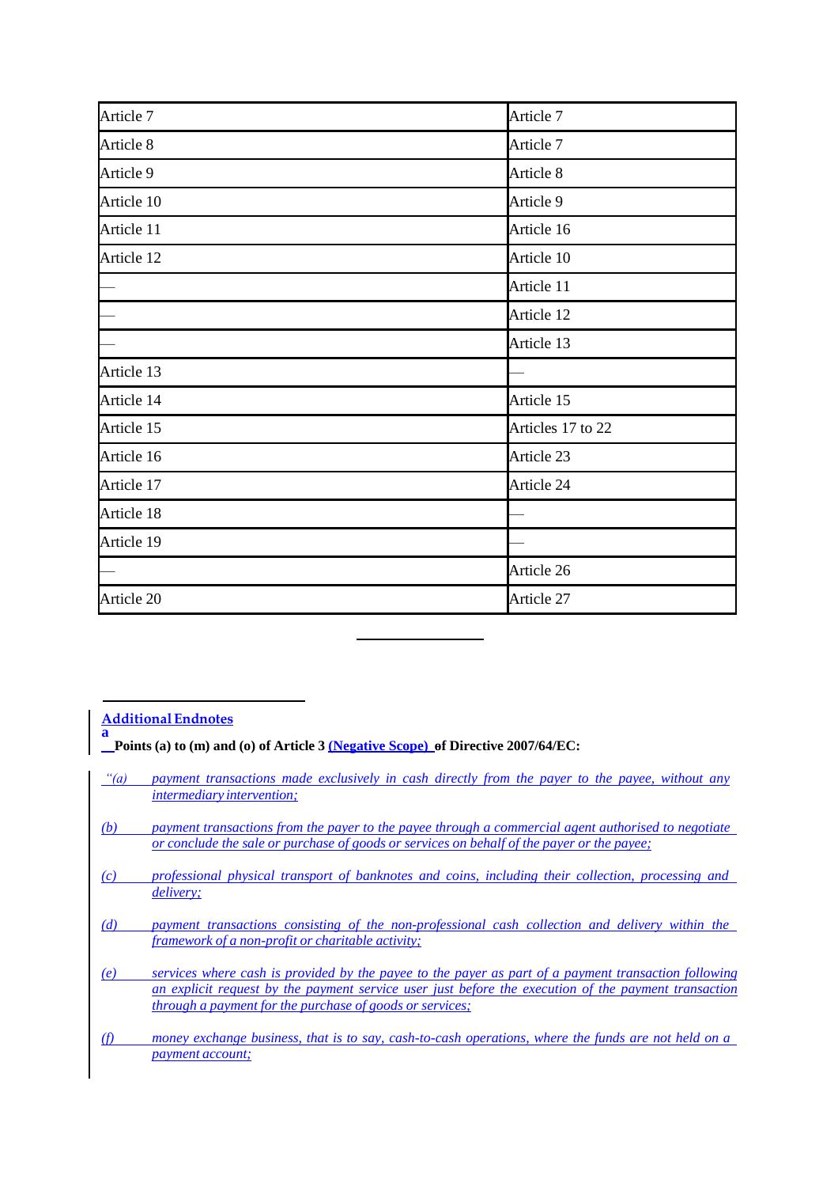| Article 7 | Article 7 |
|---|---|
| Article 8 | Article 7 |
| Article 9 | Article 8 |
| Article 10 | Article 9 |
| Article 11 | Article 16 |
| Article 12 | Article 10 |
| — | Article 11 |
| — | Article 12 |
| — | Article 13 |
| Article 13 | — |
| Article 14 | Article 15 |
| Article 15 | Articles 17 to 22 |
| Article 16 | Article 23 |
| Article 17 | Article 24 |
| Article 18 | — |
| Article 19 | — |
| — | Article 26 |
| Article 20 | Article 27 |

## Additional Endnotes

[a] **Points (a) to (m) and (o) of Article 3 (Negative Scope) of Directive 2007/64/EC:**

*"(a) payment transactions made exclusively in cash directly from the payer to the payee, without any intermediary intervention;*

*(b) payment transactions from the payer to the payee through a commercial agent authorised to negotiate or conclude the sale or purchase of goods or services on behalf of the payer or the payee;*

*(c) professional physical transport of banknotes and coins, including their collection, processing and delivery;*

*(d) payment transactions consisting of the non-professional cash collection and delivery within the framework of a non-profit or charitable activity;*

*(e) services where cash is provided by the payee to the payer as part of a payment transaction following an explicit request by the payment service user just before the execution of the payment transaction through a payment for the purchase of goods or services;*

*(f) money exchange business, that is to say, cash-to-cash operations, where the funds are not held on a payment account;*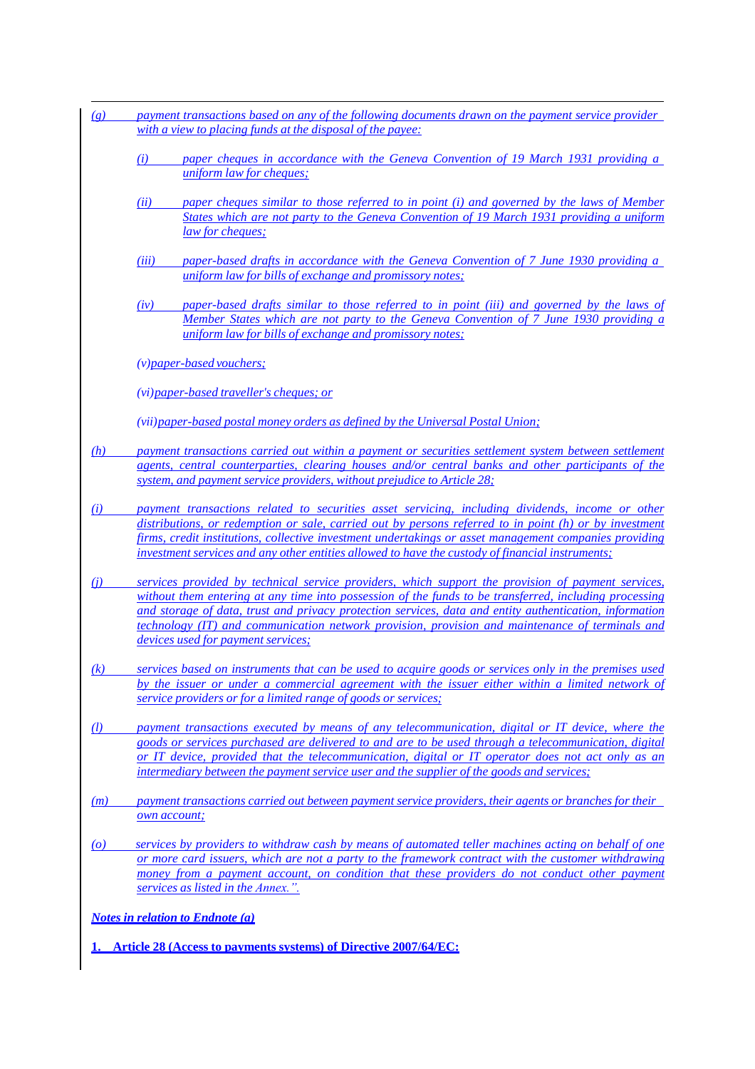*(g)* *payment transactions based on any of the following documents drawn on the payment service provider with a view to placing funds at the disposal of the payee:*

*(i)* *paper cheques in accordance with the Geneva Convention of 19 March 1931 providing a uniform law for cheques;*

*(ii)* *paper cheques similar to those referred to in point (i) and governed by the laws of Member States which are not party to the Geneva Convention of 19 March 1931 providing a uniform law for cheques;*

*(iii)* *paper-based drafts in accordance with the Geneva Convention of 7 June 1930 providing a uniform law for bills of exchange and promissory notes;*

*(iv)* *paper-based drafts similar to those referred to in point (iii) and governed by the laws of Member States which are not party to the Geneva Convention of 7 June 1930 providing a uniform law for bills of exchange and promissory notes;*

*(v) paper-based vouchers;*

*(vi) paper-based traveller's cheques; or*

*(vii) paper-based postal money orders as defined by the Universal Postal Union;*

*(h)* *payment transactions carried out within a payment or securities settlement system between settlement agents, central counterparties, clearing houses and/or central banks and other participants of the system, and payment service providers, without prejudice to Article 28;*

*(i)* *payment transactions related to securities asset servicing, including dividends, income or other distributions, or redemption or sale, carried out by persons referred to in point (h) or by investment firms, credit institutions, collective investment undertakings or asset management companies providing investment services and any other entities allowed to have the custody of financial instruments;*

*(j)* *services provided by technical service providers, which support the provision of payment services, without them entering at any time into possession of the funds to be transferred, including processing and storage of data, trust and privacy protection services, data and entity authentication, information technology (IT) and communication network provision, provision and maintenance of terminals and devices used for payment services;*

*(k)* *services based on instruments that can be used to acquire goods or services only in the premises used by the issuer or under a commercial agreement with the issuer either within a limited network of service providers or for a limited range of goods or services;*

*(l)* *payment transactions executed by means of any telecommunication, digital or IT device, where the goods or services purchased are delivered to and are to be used through a telecommunication, digital or IT device, provided that the telecommunication, digital or IT operator does not act only as an intermediary between the payment service user and the supplier of the goods and services;*

*(m)* *payment transactions carried out between payment service providers, their agents or branches for their own account;*

*(o)* *services by providers to withdraw cash by means of automated teller machines acting on behalf of one or more card issuers, which are not a party to the framework contract with the customer withdrawing money from a payment account, on condition that these providers do not conduct other payment services as listed in the Annex.".*

***Notes in relation to Endnote (a)***

**1. Article 28 (Access to payments systems) of Directive 2007/64/EC:**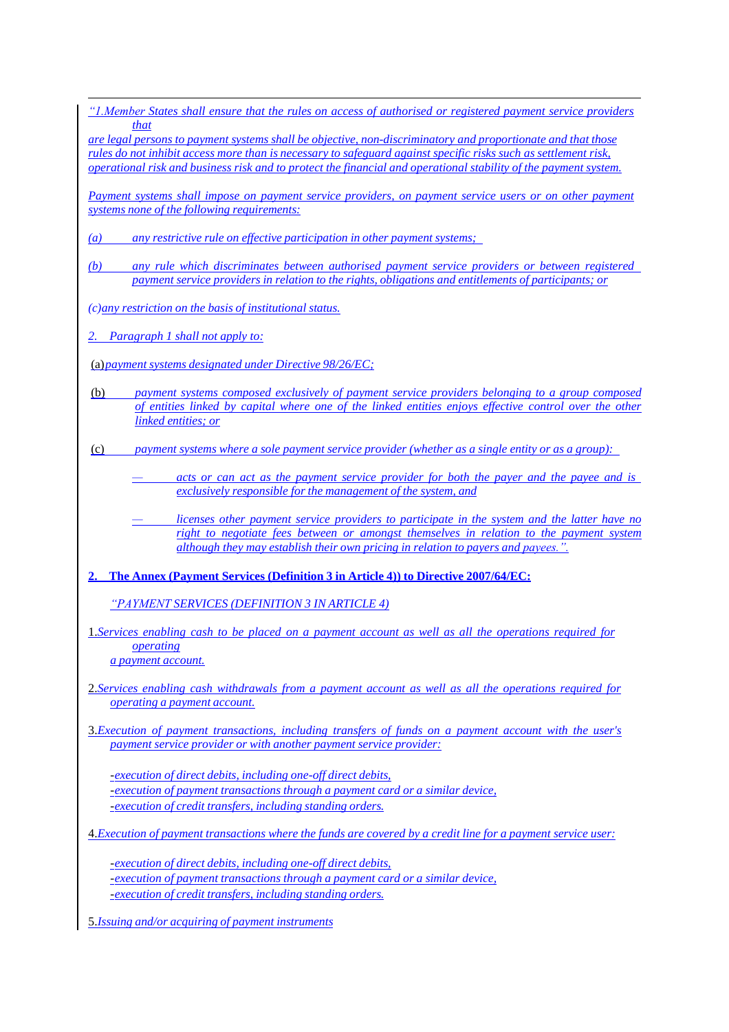*"1.Member States shall ensure that the rules on access of authorised or registered payment service providers that are legal persons to payment systems shall be objective, non-discriminatory and proportionate and that those rules do not inhibit access more than is necessary to safeguard against specific risks such as settlement risk, operational risk and business risk and to protect the financial and operational stability of the payment system.*

*Payment systems shall impose on payment service providers, on payment service users or on other payment systems none of the following requirements:*

*(a) any restrictive rule on effective participation in other payment systems;*

*(b) any rule which discriminates between authorised payment service providers or between registered payment service providers in relation to the rights, obligations and entitlements of participants; or*

*(c) any restriction on the basis of institutional status.*

*2. Paragraph 1 shall not apply to:*

(a) *payment systems designated under Directive 98/26/EC;*

(b) *payment systems composed exclusively of payment service providers belonging to a group composed of entities linked by capital where one of the linked entities enjoys effective control over the other linked entities; or*

(c) *payment systems where a sole payment service provider (whether as a single entity or as a group):*

- *acts or can act as the payment service provider for both the payer and the payee and is exclusively responsible for the management of the system, and*
- *licenses other payment service providers to participate in the system and the latter have no right to negotiate fees between or amongst themselves in relation to the payment system although they may establish their own pricing in relation to payers and payees.".*

**2. The Annex (Payment Services (Definition 3 in Article 4)) to Directive 2007/64/EC:**

*"PAYMENT SERVICES (DEFINITION 3 IN ARTICLE 4)*

1. *Services enabling cash to be placed on a payment account as well as all the operations required for operating a payment account.*

2. *Services enabling cash withdrawals from a payment account as well as all the operations required for operating a payment account.*

3. *Execution of payment transactions, including transfers of funds on a payment account with the user's payment service provider or with another payment service provider:*

   - *execution of direct debits, including one-off direct debits,*
   - *execution of payment transactions through a payment card or a similar device,*
   - *execution of credit transfers, including standing orders.*

4. *Execution of payment transactions where the funds are covered by a credit line for a payment service user:*

   - *execution of direct debits, including one-off direct debits,*
   - *execution of payment transactions through a payment card or a similar device,*
   - *execution of credit transfers, including standing orders.*

5. *Issuing and/or acquiring of payment instruments*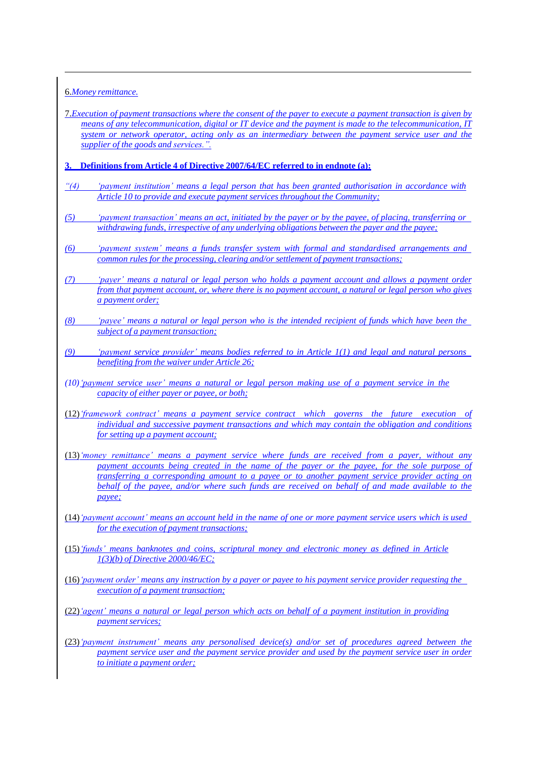6. *Money remittance.*

7. *Execution of payment transactions where the consent of the payer to execute a payment transaction is given by means of any telecommunication, digital or IT device and the payment is made to the telecommunication, IT system or network operator, acting only as an intermediary between the payment service user and the supplier of the goods and services.".*

**3. Definitions from Article 4 of Directive 2007/64/EC referred to in endnote (a):**

*"(4) 'payment institution' means a legal person that has been granted authorisation in accordance with Article 10 to provide and execute payment services throughout the Community;*

*(5) 'payment transaction' means an act, initiated by the payer or by the payee, of placing, transferring or withdrawing funds, irrespective of any underlying obligations between the payer and the payee;*

*(6) 'payment system' means a funds transfer system with formal and standardised arrangements and common rules for the processing, clearing and/or settlement of payment transactions;*

*(7) 'payer' means a natural or legal person who holds a payment account and allows a payment order from that payment account, or, where there is no payment account, a natural or legal person who gives a payment order;*

*(8) 'payee' means a natural or legal person who is the intended recipient of funds which have been the subject of a payment transaction;*

*(9) 'payment service provider' means bodies referred to in Article 1(1) and legal and natural persons benefiting from the waiver under Article 26;*

*(10) 'payment service user' means a natural or legal person making use of a payment service in the capacity of either payer or payee, or both;*

(12) *'framework contract' means a payment service contract which governs the future execution of individual and successive payment transactions and which may contain the obligation and conditions for setting up a payment account;*

(13) *'money remittance' means a payment service where funds are received from a payer, without any payment accounts being created in the name of the payer or the payee, for the sole purpose of transferring a corresponding amount to a payee or to another payment service provider acting on behalf of the payee, and/or where such funds are received on behalf of and made available to the payee;*

(14) *'payment account' means an account held in the name of one or more payment service users which is used for the execution of payment transactions;*

(15) *'funds' means banknotes and coins, scriptural money and electronic money as defined in Article 1(3)(b) of Directive 2000/46/EC;*

(16) *'payment order' means any instruction by a payer or payee to his payment service provider requesting the execution of a payment transaction;*

(22) *'agent' means a natural or legal person which acts on behalf of a payment institution in providing payment services;*

(23) *'payment instrument' means any personalised device(s) and/or set of procedures agreed between the payment service user and the payment service provider and used by the payment service user in order to initiate a payment order;*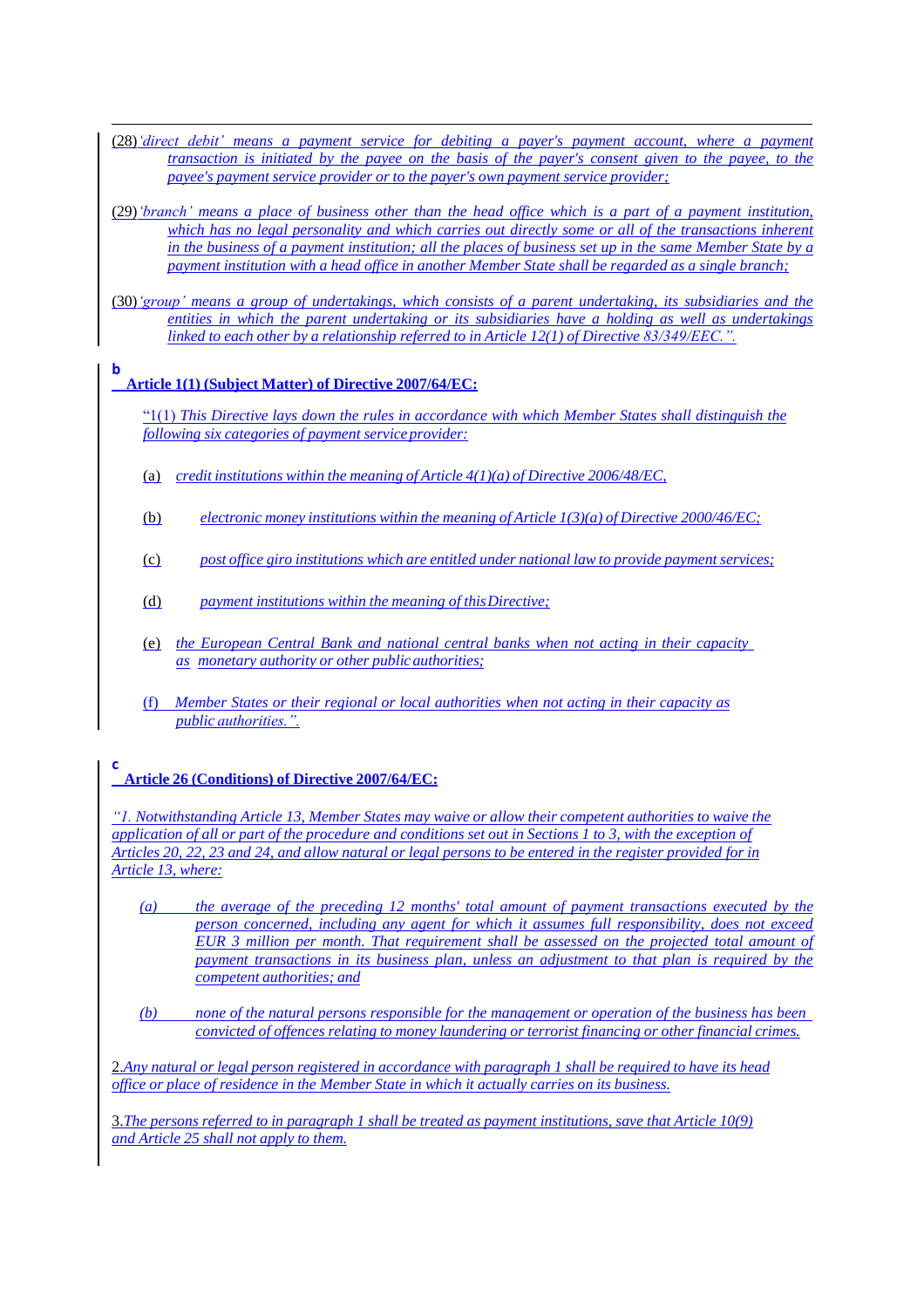(28) *'direct debit' means a payment service for debiting a payer's payment account, where a payment transaction is initiated by the payee on the basis of the payer's consent given to the payee, to the payee's payment service provider or to the payer's own payment service provider;*

(29) *'branch' means a place of business other than the head office which is a part of a payment institution, which has no legal personality and which carries out directly some or all of the transactions inherent in the business of a payment institution; all the places of business set up in the same Member State by a payment institution with a head office in another Member State shall be regarded as a single branch;*

(30) *'group' means a group of undertakings, which consists of a parent undertaking, its subsidiaries and the entities in which the parent undertaking or its subsidiaries have a holding as well as undertakings linked to each other by a relationship referred to in Article 12(1) of Directive 83/349/EEC.".*

**b**

**Article 1(1) (Subject Matter) of Directive 2007/64/EC:**

"1(1) *This Directive lays down the rules in accordance with which Member States shall distinguish the following six categories of payment service provider:*

(a) *credit institutions within the meaning of Article 4(1)(a) of Directive 2006/48/EC,*

(b) *electronic money institutions within the meaning of Article 1(3)(a) of Directive 2000/46/EC;*

(c) *post office giro institutions which are entitled under national law to provide payment services;*

(d) *payment institutions within the meaning of this Directive;*

(e) *the European Central Bank and national central banks when not acting in their capacity as monetary authority or other public authorities;*

(f) *Member States or their regional or local authorities when not acting in their capacity as public authorities.".*

**c**

**Article 26 (Conditions) of Directive 2007/64/EC:**

*"1. Notwithstanding Article 13, Member States may waive or allow their competent authorities to waive the application of all or part of the procedure and conditions set out in Sections 1 to 3, with the exception of Articles 20, 22, 23 and 24, and allow natural or legal persons to be entered in the register provided for in Article 13, where:*

*(a) the average of the preceding 12 months' total amount of payment transactions executed by the person concerned, including any agent for which it assumes full responsibility, does not exceed EUR 3 million per month. That requirement shall be assessed on the projected total amount of payment transactions in its business plan, unless an adjustment to that plan is required by the competent authorities; and*

*(b) none of the natural persons responsible for the management or operation of the business has been convicted of offences relating to money laundering or terrorist financing or other financial crimes.*

2. *Any natural or legal person registered in accordance with paragraph 1 shall be required to have its head office or place of residence in the Member State in which it actually carries on its business.*

3. *The persons referred to in paragraph 1 shall be treated as payment institutions, save that Article 10(9) and Article 25 shall not apply to them.*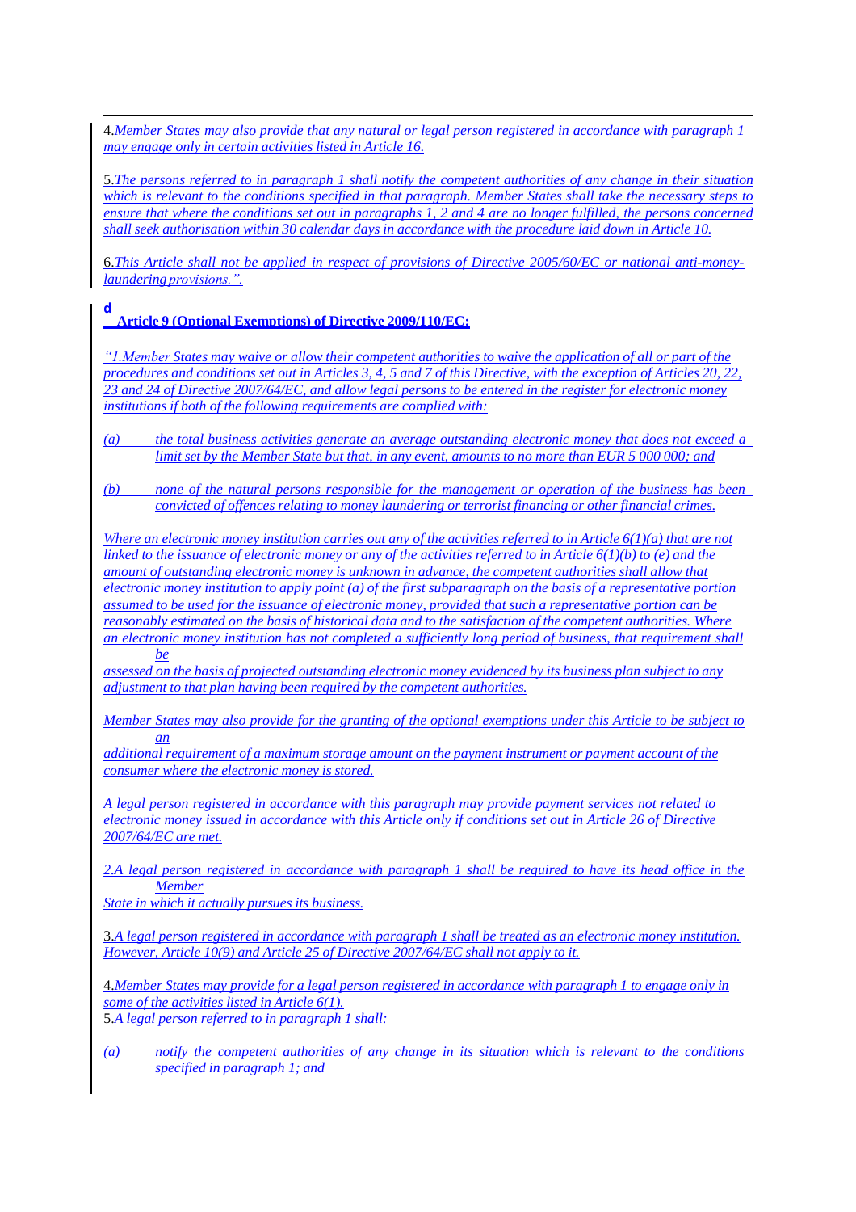4.*Member States may also provide that any natural or legal person registered in accordance with paragraph 1 may engage only in certain activities listed in Article 16.*

5.*The persons referred to in paragraph 1 shall notify the competent authorities of any change in their situation which is relevant to the conditions specified in that paragraph. Member States shall take the necessary steps to ensure that where the conditions set out in paragraphs 1, 2 and 4 are no longer fulfilled, the persons concerned shall seek authorisation within 30 calendar days in accordance with the procedure laid down in Article 10.*

6.*This Article shall not be applied in respect of provisions of Directive 2005/60/EC or national anti-money-laundering provisions.".*

**d**

**Article 9 (Optional Exemptions) of Directive 2009/110/EC:**

*"1.Member States may waive or allow their competent authorities to waive the application of all or part of the procedures and conditions set out in Articles 3, 4, 5 and 7 of this Directive, with the exception of Articles 20, 22, 23 and 24 of Directive 2007/64/EC, and allow legal persons to be entered in the register for electronic money institutions if both of the following requirements are complied with:*

*(a) the total business activities generate an average outstanding electronic money that does not exceed a limit set by the Member State but that, in any event, amounts to no more than EUR 5 000 000; and*

*(b) none of the natural persons responsible for the management or operation of the business has been convicted of offences relating to money laundering or terrorist financing or other financial crimes.*

*Where an electronic money institution carries out any of the activities referred to in Article 6(1)(a) that are not linked to the issuance of electronic money or any of the activities referred to in Article 6(1)(b) to (e) and the amount of outstanding electronic money is unknown in advance, the competent authorities shall allow that electronic money institution to apply point (a) of the first subparagraph on the basis of a representative portion assumed to be used for the issuance of electronic money, provided that such a representative portion can be reasonably estimated on the basis of historical data and to the satisfaction of the competent authorities. Where an electronic money institution has not completed a sufficiently long period of business, that requirement shall be assessed on the basis of projected outstanding electronic money evidenced by its business plan subject to any adjustment to that plan having been required by the competent authorities.*

*Member States may also provide for the granting of the optional exemptions under this Article to be subject to an additional requirement of a maximum storage amount on the payment instrument or payment account of the consumer where the electronic money is stored.*

*A legal person registered in accordance with this paragraph may provide payment services not related to electronic money issued in accordance with this Article only if conditions set out in Article 26 of Directive 2007/64/EC are met.*

*2.A legal person registered in accordance with paragraph 1 shall be required to have its head office in the Member State in which it actually pursues its business.*

3.*A legal person registered in accordance with paragraph 1 shall be treated as an electronic money institution. However, Article 10(9) and Article 25 of Directive 2007/64/EC shall not apply to it.*

4.*Member States may provide for a legal person registered in accordance with paragraph 1 to engage only in some of the activities listed in Article 6(1).*

5.*A legal person referred to in paragraph 1 shall:*

*(a) notify the competent authorities of any change in its situation which is relevant to the conditions specified in paragraph 1; and*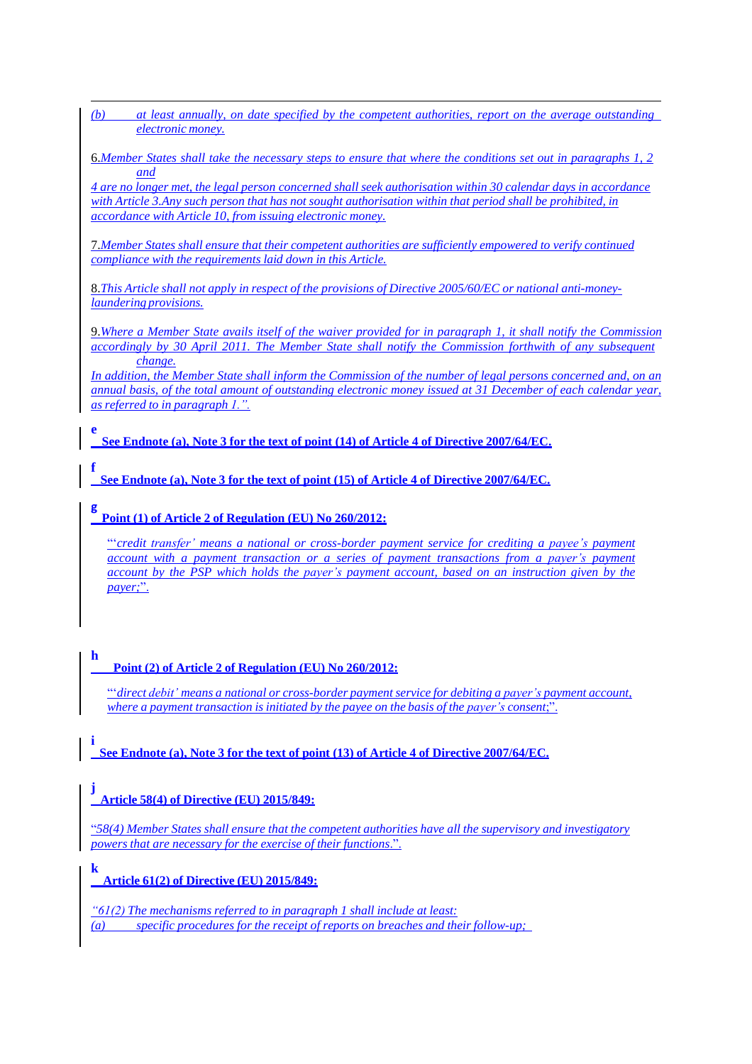(b) at least annually, on date specified by the competent authorities, report on the average outstanding electronic money.

6. Member States shall take the necessary steps to ensure that where the conditions set out in paragraphs 1, 2 and 4 are no longer met, the legal person concerned shall seek authorisation within 30 calendar days in accordance with Article 3. Any such person that has not sought authorisation within that period shall be prohibited, in accordance with Article 10, from issuing electronic money.

7. Member States shall ensure that their competent authorities are sufficiently empowered to verify continued compliance with the requirements laid down in this Article.

8. This Article shall not apply in respect of the provisions of Directive 2005/60/EC or national anti-money-laundering provisions.

9. Where a Member State avails itself of the waiver provided for in paragraph 1, it shall notify the Commission accordingly by 30 April 2011. The Member State shall notify the Commission forthwith of any subsequent change.
In addition, the Member State shall inform the Commission of the number of legal persons concerned and, on an annual basis, of the total amount of outstanding electronic money issued at 31 December of each calendar year, as referred to in paragraph 1.".

**e**
**See Endnote (a), Note 3 for the text of point (14) of Article 4 of Directive 2007/64/EC.**

**f**
**See Endnote (a), Note 3 for the text of point (15) of Article 4 of Directive 2007/64/EC.**

**g**
**Point (1) of Article 2 of Regulation (EU) No 260/2012:**

"'credit transfer' means a national or cross-border payment service for crediting a payee's payment account with a payment transaction or a series of payment transactions from a payer's payment account by the PSP which holds the payer's payment account, based on an instruction given by the payer;".

**h**
**Point (2) of Article 2 of Regulation (EU) No 260/2012:**

"'direct debit' means a national or cross-border payment service for debiting a payer's payment account, where a payment transaction is initiated by the payee on the basis of the payer's consent;".

**i**
**See Endnote (a), Note 3 for the text of point (13) of Article 4 of Directive 2007/64/EC.**

**j**
**Article 58(4) of Directive (EU) 2015/849:**

"58(4) Member States shall ensure that the competent authorities have all the supervisory and investigatory powers that are necessary for the exercise of their functions.".

**k**
**Article 61(2) of Directive (EU) 2015/849:**

"61(2) The mechanisms referred to in paragraph 1 shall include at least:
(a) specific procedures for the receipt of reports on breaches and their follow-up;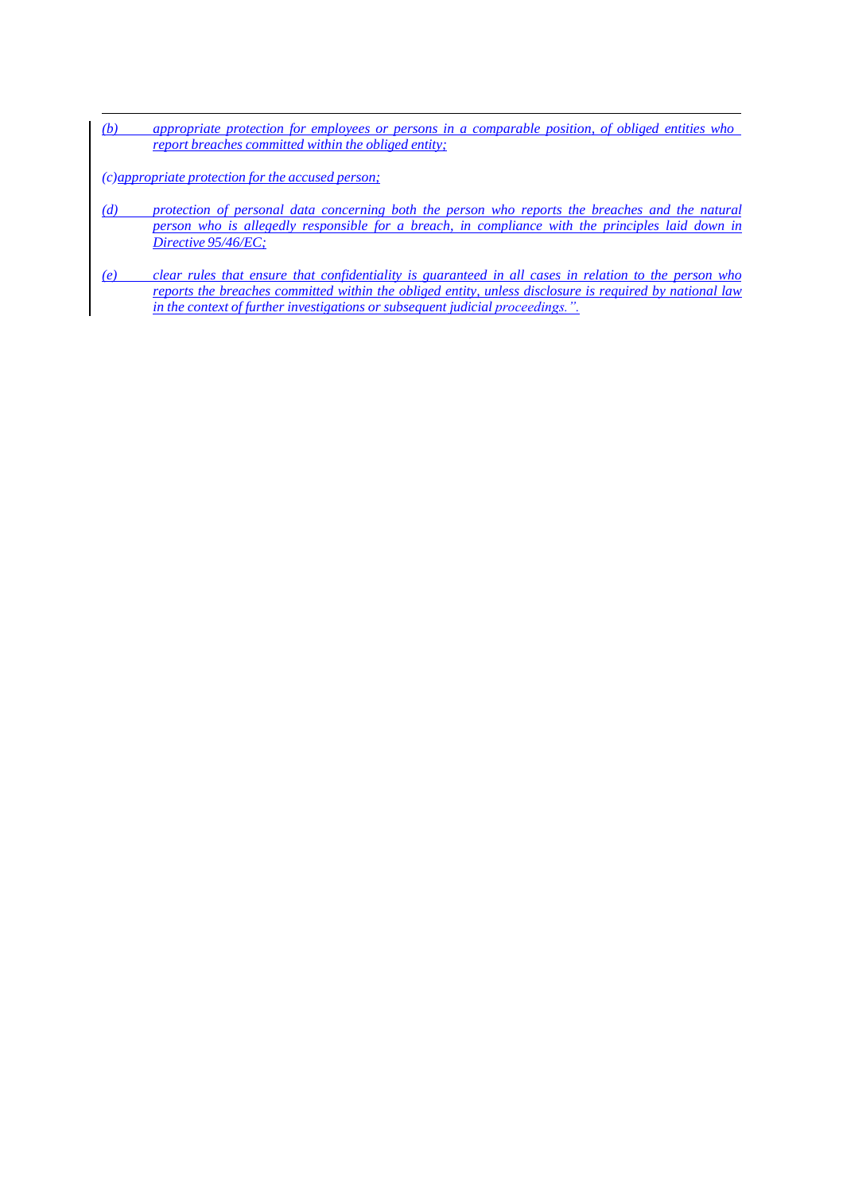*(b) appropriate protection for employees or persons in a comparable position, of obliged entities who report breaches committed within the obliged entity;*

*(c) appropriate protection for the accused person;*

*(d) protection of personal data concerning both the person who reports the breaches and the natural person who is allegedly responsible for a breach, in compliance with the principles laid down in Directive 95/46/EC;*

*(e) clear rules that ensure that confidentiality is guaranteed in all cases in relation to the person who reports the breaches committed within the obliged entity, unless disclosure is required by national law in the context of further investigations or subsequent judicial proceedings.".*